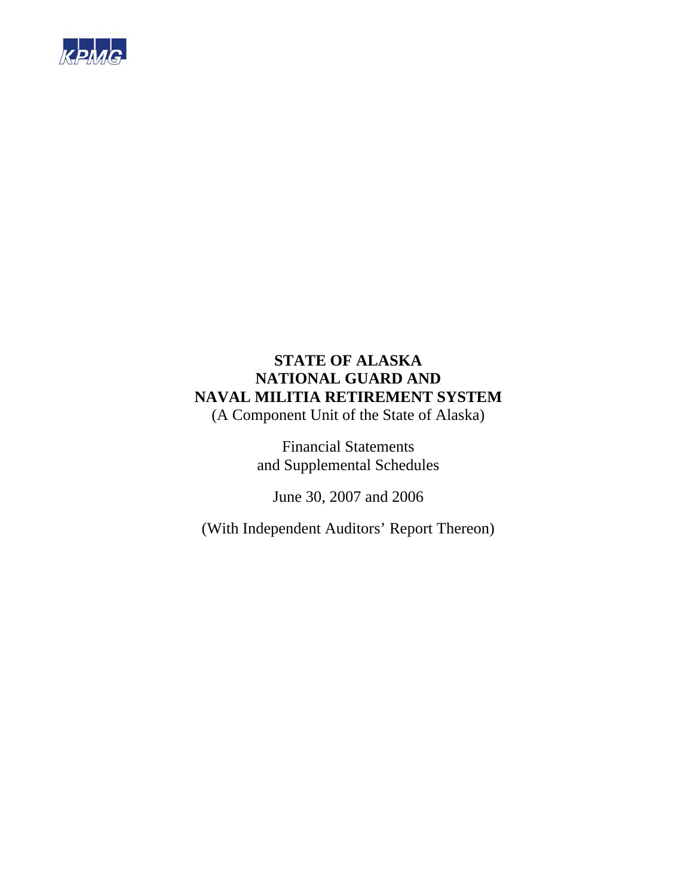KPMG

# STATE OF ALASKA
# NATIONAL GUARD AND
# NAVAL MILITIA RETIREMENT SYSTEM

(A Component Unit of the State of Alaska)

Financial Statements
and Supplemental Schedules

June 30, 2007 and 2006

(With Independent Auditors' Report Thereon)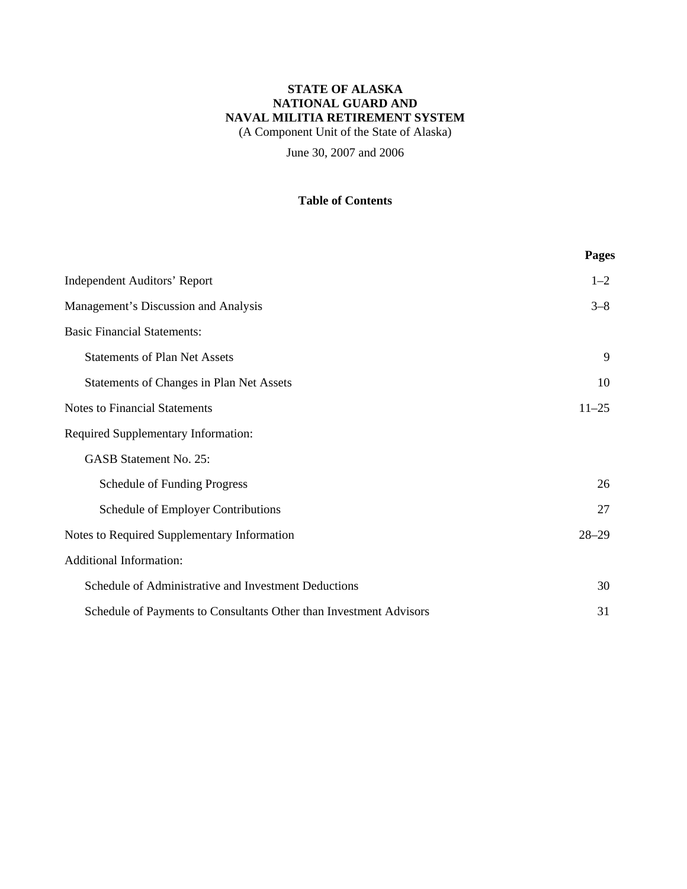**STATE OF ALASKA**
**NATIONAL GUARD AND**
**NAVAL MILITIA RETIREMENT SYSTEM**
(A Component Unit of the State of Alaska)

June 30, 2007 and 2006

## Table of Contents

| | **Pages** |
|---|---|
| Independent Auditors' Report | 1–2 |
| Management's Discussion and Analysis | 3–8 |
| Basic Financial Statements: | |
| Statements of Plan Net Assets | 9 |
| Statements of Changes in Plan Net Assets | 10 |
| Notes to Financial Statements | 11–25 |
| Required Supplementary Information: | |
| GASB Statement No. 25: | |
| Schedule of Funding Progress | 26 |
| Schedule of Employer Contributions | 27 |
| Notes to Required Supplementary Information | 28–29 |
| Additional Information: | |
| Schedule of Administrative and Investment Deductions | 30 |
| Schedule of Payments to Consultants Other than Investment Advisors | 31 |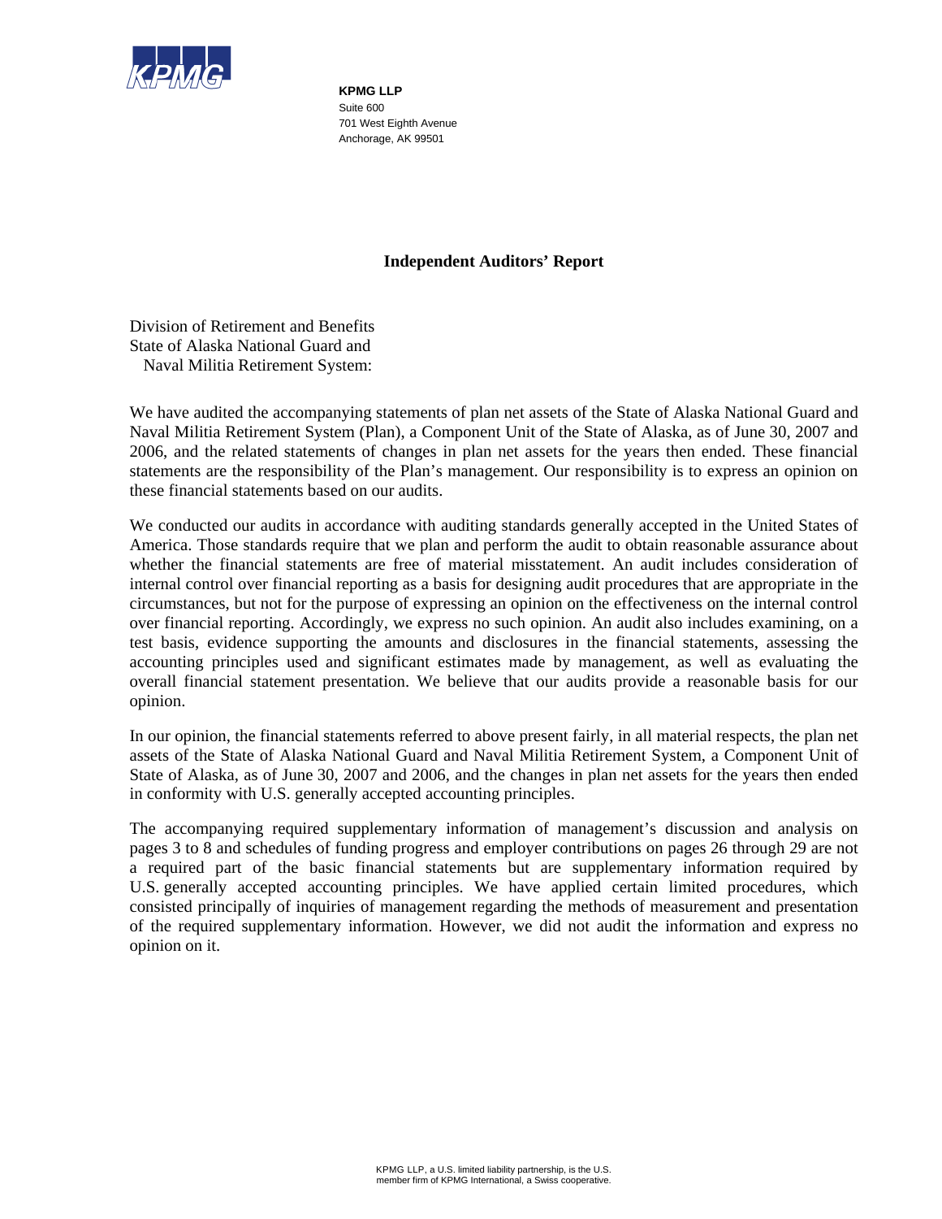**KPMG LLP**
Suite 600
701 West Eighth Avenue
Anchorage, AK 99501

## Independent Auditors' Report

Division of Retirement and Benefits
State of Alaska National Guard and
Naval Militia Retirement System:

We have audited the accompanying statements of plan net assets of the State of Alaska National Guard and Naval Militia Retirement System (Plan), a Component Unit of the State of Alaska, as of June 30, 2007 and 2006, and the related statements of changes in plan net assets for the years then ended. These financial statements are the responsibility of the Plan's management. Our responsibility is to express an opinion on these financial statements based on our audits.

We conducted our audits in accordance with auditing standards generally accepted in the United States of America. Those standards require that we plan and perform the audit to obtain reasonable assurance about whether the financial statements are free of material misstatement. An audit includes consideration of internal control over financial reporting as a basis for designing audit procedures that are appropriate in the circumstances, but not for the purpose of expressing an opinion on the effectiveness on the internal control over financial reporting. Accordingly, we express no such opinion. An audit also includes examining, on a test basis, evidence supporting the amounts and disclosures in the financial statements, assessing the accounting principles used and significant estimates made by management, as well as evaluating the overall financial statement presentation. We believe that our audits provide a reasonable basis for our opinion.

In our opinion, the financial statements referred to above present fairly, in all material respects, the plan net assets of the State of Alaska National Guard and Naval Militia Retirement System, a Component Unit of State of Alaska, as of June 30, 2007 and 2006, and the changes in plan net assets for the years then ended in conformity with U.S. generally accepted accounting principles.

The accompanying required supplementary information of management's discussion and analysis on pages 3 to 8 and schedules of funding progress and employer contributions on pages 26 through 29 are not a required part of the basic financial statements but are supplementary information required by U.S. generally accepted accounting principles. We have applied certain limited procedures, which consisted principally of inquiries of management regarding the methods of measurement and presentation of the required supplementary information. However, we did not audit the information and express no opinion on it.

KPMG LLP, a U.S. limited liability partnership, is the U.S. member firm of KPMG International, a Swiss cooperative.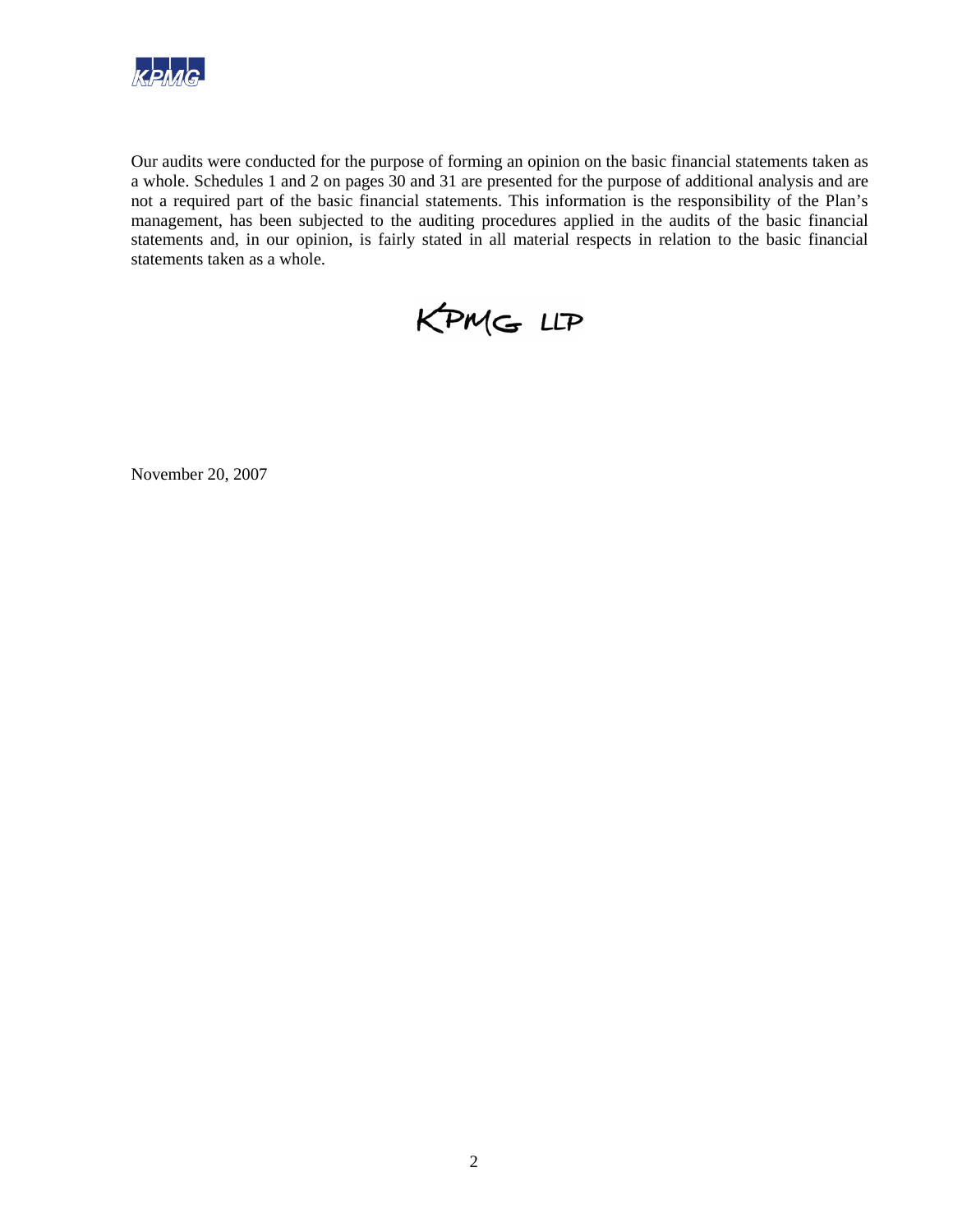Our audits were conducted for the purpose of forming an opinion on the basic financial statements taken as a whole. Schedules 1 and 2 on pages 30 and 31 are presented for the purpose of additional analysis and are not a required part of the basic financial statements. This information is the responsibility of the Plan's management, has been subjected to the auditing procedures applied in the audits of the basic financial statements and, in our opinion, is fairly stated in all material respects in relation to the basic financial statements taken as a whole.

KPMG LLP

November 20, 2007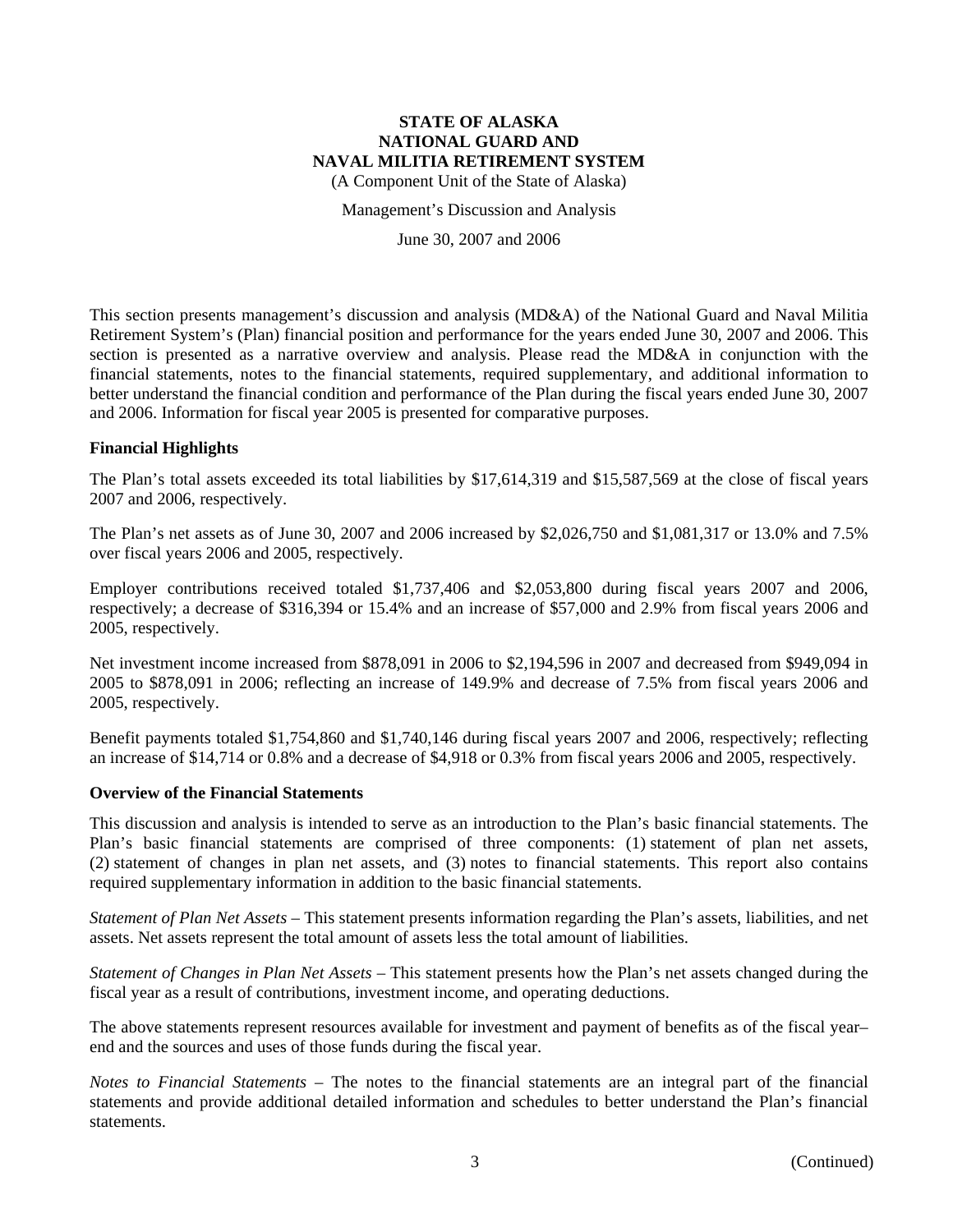# STATE OF ALASKA
# NATIONAL GUARD AND
# NAVAL MILITIA RETIREMENT SYSTEM

(A Component Unit of the State of Alaska)

Management's Discussion and Analysis

June 30, 2007 and 2006

This section presents management's discussion and analysis (MD&A) of the National Guard and Naval Militia Retirement System's (Plan) financial position and performance for the years ended June 30, 2007 and 2006. This section is presented as a narrative overview and analysis. Please read the MD&A in conjunction with the financial statements, notes to the financial statements, required supplementary, and additional information to better understand the financial condition and performance of the Plan during the fiscal years ended June 30, 2007 and 2006. Information for fiscal year 2005 is presented for comparative purposes.

## Financial Highlights

The Plan's total assets exceeded its total liabilities by $17,614,319 and $15,587,569 at the close of fiscal years 2007 and 2006, respectively.

The Plan's net assets as of June 30, 2007 and 2006 increased by $2,026,750 and $1,081,317 or 13.0% and 7.5% over fiscal years 2006 and 2005, respectively.

Employer contributions received totaled $1,737,406 and $2,053,800 during fiscal years 2007 and 2006, respectively; a decrease of $316,394 or 15.4% and an increase of $57,000 and 2.9% from fiscal years 2006 and 2005, respectively.

Net investment income increased from $878,091 in 2006 to $2,194,596 in 2007 and decreased from $949,094 in 2005 to $878,091 in 2006; reflecting an increase of 149.9% and decrease of 7.5% from fiscal years 2006 and 2005, respectively.

Benefit payments totaled $1,754,860 and $1,740,146 during fiscal years 2007 and 2006, respectively; reflecting an increase of $14,714 or 0.8% and a decrease of $4,918 or 0.3% from fiscal years 2006 and 2005, respectively.

## Overview of the Financial Statements

This discussion and analysis is intended to serve as an introduction to the Plan's basic financial statements. The Plan's basic financial statements are comprised of three components: (1) statement of plan net assets, (2) statement of changes in plan net assets, and (3) notes to financial statements. This report also contains required supplementary information in addition to the basic financial statements.

*Statement of Plan Net Assets* – This statement presents information regarding the Plan's assets, liabilities, and net assets. Net assets represent the total amount of assets less the total amount of liabilities.

*Statement of Changes in Plan Net Assets* – This statement presents how the Plan's net assets changed during the fiscal year as a result of contributions, investment income, and operating deductions.

The above statements represent resources available for investment and payment of benefits as of the fiscal year–end and the sources and uses of those funds during the fiscal year.

*Notes to Financial Statements* – The notes to the financial statements are an integral part of the financial statements and provide additional detailed information and schedules to better understand the Plan's financial statements.

(Continued)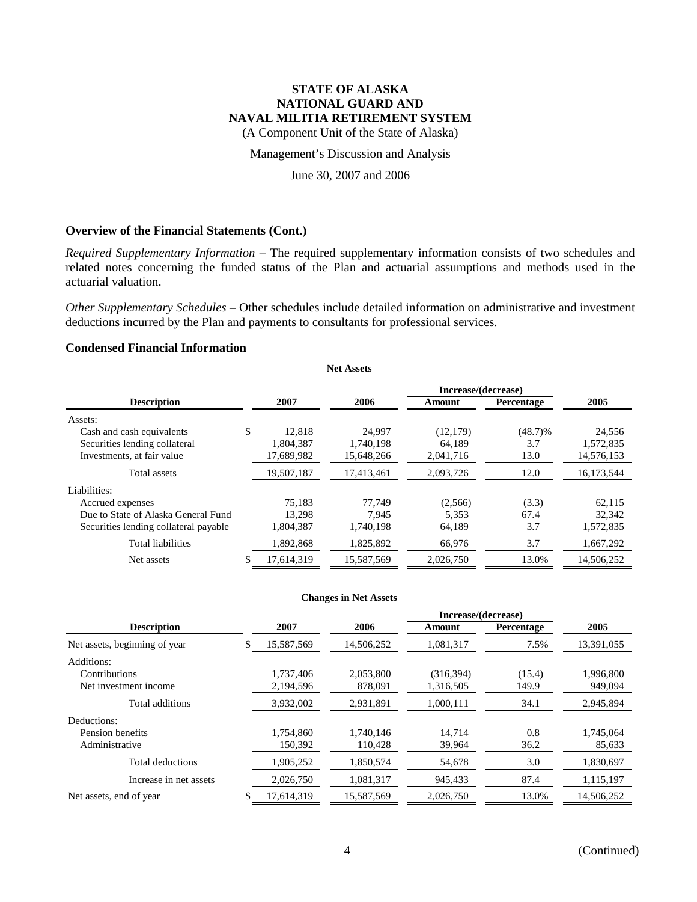# STATE OF ALASKA
# NATIONAL GUARD AND
# NAVAL MILITIA RETIREMENT SYSTEM

(A Component Unit of the State of Alaska)

Management's Discussion and Analysis

June 30, 2007 and 2006

### Overview of the Financial Statements (Cont.)

*Required Supplementary Information* – The required supplementary information consists of two schedules and related notes concerning the funded status of the Plan and actuarial assumptions and methods used in the actuarial valuation.

*Other Supplementary Schedules* – Other schedules include detailed information on administrative and investment deductions incurred by the Plan and payments to consultants for professional services.

### Condensed Financial Information

**Net Assets**

| Description | 2007 | 2006 | Increase/(decrease) Amount | Increase/(decrease) Percentage | 2005 |
|---|---|---|---|---|---|
| Assets: | | | | | |
| Cash and cash equivalents | $ 12,818 | 24,997 | (12,179) | (48.7)% | 24,556 |
| Securities lending collateral | 1,804,387 | 1,740,198 | 64,189 | 3.7 | 1,572,835 |
| Investments, at fair value | 17,689,982 | 15,648,266 | 2,041,716 | 13.0 | 14,576,153 |
| Total assets | 19,507,187 | 17,413,461 | 2,093,726 | 12.0 | 16,173,544 |
| Liabilities: | | | | | |
| Accrued expenses | 75,183 | 77,749 | (2,566) | (3.3) | 62,115 |
| Due to State of Alaska General Fund | 13,298 | 7,945 | 5,353 | 67.4 | 32,342 |
| Securities lending collateral payable | 1,804,387 | 1,740,198 | 64,189 | 3.7 | 1,572,835 |
| Total liabilities | 1,892,868 | 1,825,892 | 66,976 | 3.7 | 1,667,292 |
| Net assets | $ 17,614,319 | 15,587,569 | 2,026,750 | 13.0% | 14,506,252 |

**Changes in Net Assets**

| Description | 2007 | 2006 | Increase/(decrease) Amount | Increase/(decrease) Percentage | 2005 |
|---|---|---|---|---|---|
| Net assets, beginning of year | $ 15,587,569 | 14,506,252 | 1,081,317 | 7.5% | 13,391,055 |
| Additions: | | | | | |
| Contributions | 1,737,406 | 2,053,800 | (316,394) | (15.4) | 1,996,800 |
| Net investment income | 2,194,596 | 878,091 | 1,316,505 | 149.9 | 949,094 |
| Total additions | 3,932,002 | 2,931,891 | 1,000,111 | 34.1 | 2,945,894 |
| Deductions: | | | | | |
| Pension benefits | 1,754,860 | 1,740,146 | 14,714 | 0.8 | 1,745,064 |
| Administrative | 150,392 | 110,428 | 39,964 | 36.2 | 85,633 |
| Total deductions | 1,905,252 | 1,850,574 | 54,678 | 3.0 | 1,830,697 |
| Increase in net assets | 2,026,750 | 1,081,317 | 945,433 | 87.4 | 1,115,197 |
| Net assets, end of year | $ 17,614,319 | 15,587,569 | 2,026,750 | 13.0% | 14,506,252 |

(Continued)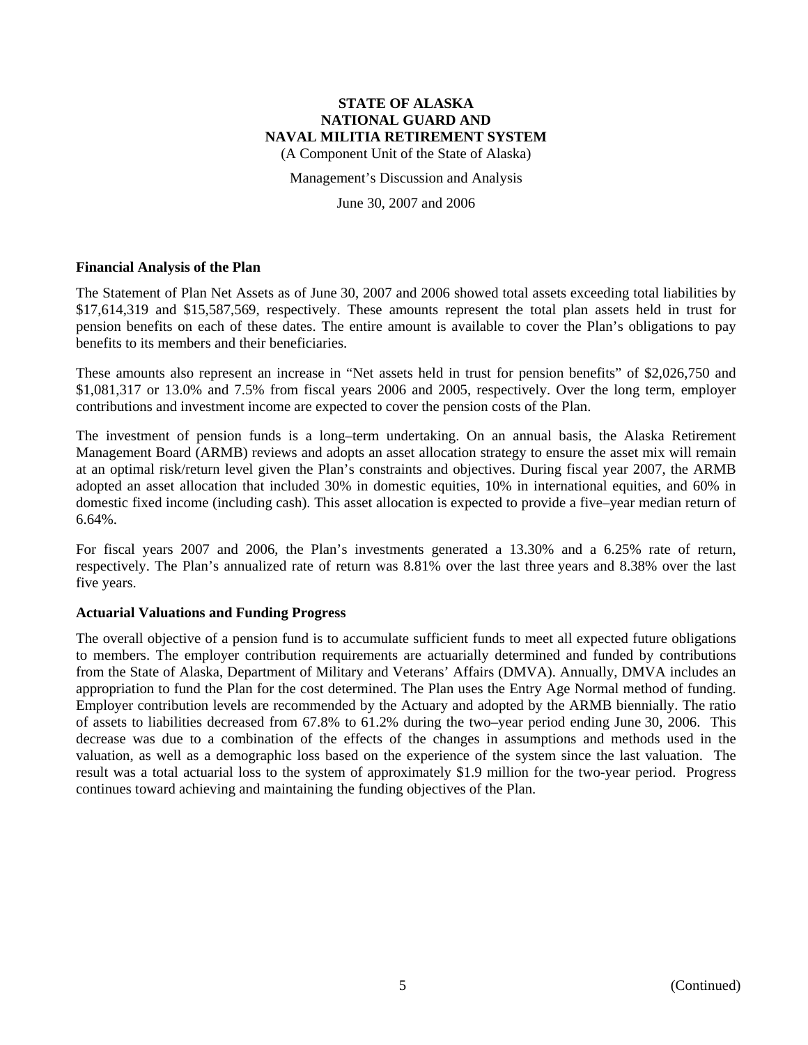**STATE OF ALASKA**
**NATIONAL GUARD AND**
**NAVAL MILITIA RETIREMENT SYSTEM**
(A Component Unit of the State of Alaska)

Management's Discussion and Analysis

June 30, 2007 and 2006

### Financial Analysis of the Plan

The Statement of Plan Net Assets as of June 30, 2007 and 2006 showed total assets exceeding total liabilities by $17,614,319 and $15,587,569, respectively. These amounts represent the total plan assets held in trust for pension benefits on each of these dates. The entire amount is available to cover the Plan's obligations to pay benefits to its members and their beneficiaries.

These amounts also represent an increase in "Net assets held in trust for pension benefits" of $2,026,750 and $1,081,317 or 13.0% and 7.5% from fiscal years 2006 and 2005, respectively. Over the long term, employer contributions and investment income are expected to cover the pension costs of the Plan.

The investment of pension funds is a long–term undertaking. On an annual basis, the Alaska Retirement Management Board (ARMB) reviews and adopts an asset allocation strategy to ensure the asset mix will remain at an optimal risk/return level given the Plan's constraints and objectives. During fiscal year 2007, the ARMB adopted an asset allocation that included 30% in domestic equities, 10% in international equities, and 60% in domestic fixed income (including cash). This asset allocation is expected to provide a five–year median return of 6.64%.

For fiscal years 2007 and 2006, the Plan's investments generated a 13.30% and a 6.25% rate of return, respectively. The Plan's annualized rate of return was 8.81% over the last three years and 8.38% over the last five years.

### Actuarial Valuations and Funding Progress

The overall objective of a pension fund is to accumulate sufficient funds to meet all expected future obligations to members. The employer contribution requirements are actuarially determined and funded by contributions from the State of Alaska, Department of Military and Veterans' Affairs (DMVA). Annually, DMVA includes an appropriation to fund the Plan for the cost determined. The Plan uses the Entry Age Normal method of funding. Employer contribution levels are recommended by the Actuary and adopted by the ARMB biennially. The ratio of assets to liabilities decreased from 67.8% to 61.2% during the two–year period ending June 30, 2006. This decrease was due to a combination of the effects of the changes in assumptions and methods used in the valuation, as well as a demographic loss based on the experience of the system since the last valuation. The result was a total actuarial loss to the system of approximately $1.9 million for the two-year period. Progress continues toward achieving and maintaining the funding objectives of the Plan.

(Continued)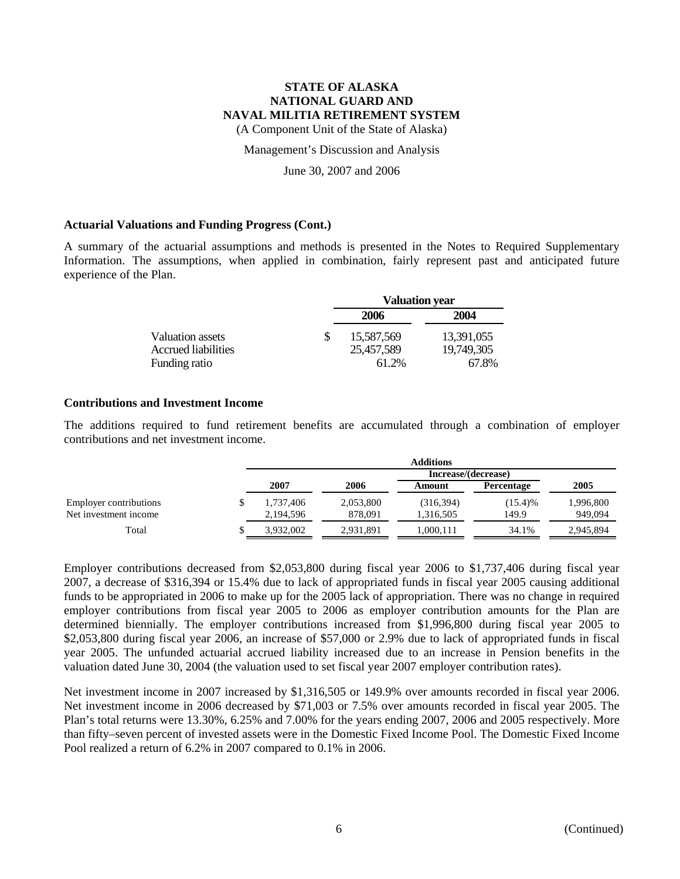# STATE OF ALASKA
# NATIONAL GUARD AND
# NAVAL MILITIA RETIREMENT SYSTEM

(A Component Unit of the State of Alaska)

Management's Discussion and Analysis

June 30, 2007 and 2006

### Actuarial Valuations and Funding Progress (Cont.)

A summary of the actuarial assumptions and methods is presented in the Notes to Required Supplementary Information. The assumptions, when applied in combination, fairly represent past and anticipated future experience of the Plan.

| | Valuation year | |
|---|---|---|
| | 2006 | 2004 |
| Valuation assets | $ 15,587,569 | 13,391,055 |
| Accrued liabilities | 25,457,589 | 19,749,305 |
| Funding ratio | 61.2% | 67.8% |

### Contributions and Investment Income

The additions required to fund retirement benefits are accumulated through a combination of employer contributions and net investment income.

| | Additions | | | | |
|---|---|---|---|---|---|
| | | | Increase/(decrease) | | |
| | 2007 | 2006 | Amount | Percentage | 2005 |
| Employer contributions | $ 1,737,406 | 2,053,800 | (316,394) | (15.4)% | 1,996,800 |
| Net investment income | 2,194,596 | 878,091 | 1,316,505 | 149.9 | 949,094 |
| Total | $ 3,932,002 | 2,931,891 | 1,000,111 | 34.1% | 2,945,894 |

Employer contributions decreased from $2,053,800 during fiscal year 2006 to $1,737,406 during fiscal year 2007, a decrease of $316,394 or 15.4% due to lack of appropriated funds in fiscal year 2005 causing additional funds to be appropriated in 2006 to make up for the 2005 lack of appropriation. There was no change in required employer contributions from fiscal year 2005 to 2006 as employer contribution amounts for the Plan are determined biennially. The employer contributions increased from $1,996,800 during fiscal year 2005 to $2,053,800 during fiscal year 2006, an increase of $57,000 or 2.9% due to lack of appropriated funds in fiscal year 2005. The unfunded actuarial accrued liability increased due to an increase in Pension benefits in the valuation dated June 30, 2004 (the valuation used to set fiscal year 2007 employer contribution rates).

Net investment income in 2007 increased by $1,316,505 or 149.9% over amounts recorded in fiscal year 2006. Net investment income in 2006 decreased by $71,003 or 7.5% over amounts recorded in fiscal year 2005. The Plan's total returns were 13.30%, 6.25% and 7.00% for the years ending 2007, 2006 and 2005 respectively. More than fifty–seven percent of invested assets were in the Domestic Fixed Income Pool. The Domestic Fixed Income Pool realized a return of 6.2% in 2007 compared to 0.1% in 2006.

(Continued)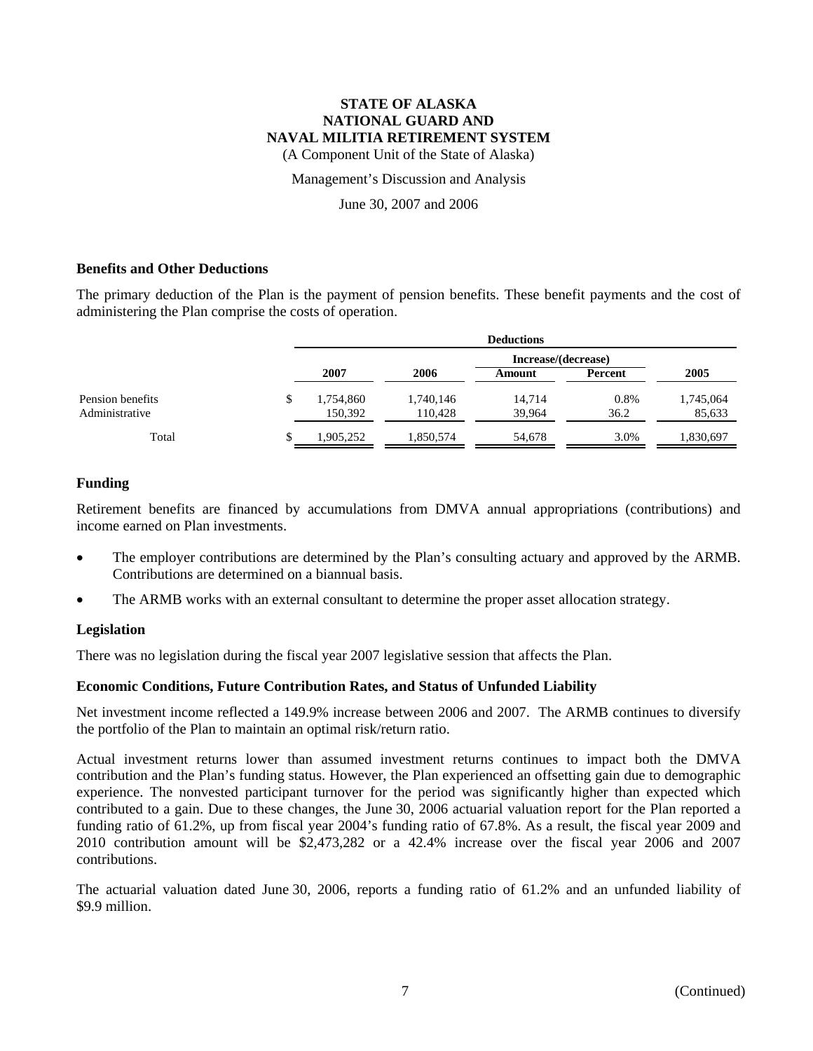**STATE OF ALASKA**
**NATIONAL GUARD AND**
**NAVAL MILITIA RETIREMENT SYSTEM**
(A Component Unit of the State of Alaska)

Management's Discussion and Analysis

June 30, 2007 and 2006

### Benefits and Other Deductions

The primary deduction of the Plan is the payment of pension benefits. These benefit payments and the cost of administering the Plan comprise the costs of operation.

| | Deductions | | | | |
|---|---|---|---|---|---|
| | | | Increase/(decrease) | | |
| | 2007 | 2006 | Amount | Percent | 2005 |
| Pension benefits | $ 1,754,860 | 1,740,146 | 14,714 | 0.8% | 1,745,064 |
| Administrative | 150,392 | 110,428 | 39,964 | 36.2 | 85,633 |
| Total | $ 1,905,252 | 1,850,574 | 54,678 | 3.0% | 1,830,697 |

### Funding

Retirement benefits are financed by accumulations from DMVA annual appropriations (contributions) and income earned on Plan investments.

- The employer contributions are determined by the Plan's consulting actuary and approved by the ARMB. Contributions are determined on a biannual basis.
- The ARMB works with an external consultant to determine the proper asset allocation strategy.

### Legislation

There was no legislation during the fiscal year 2007 legislative session that affects the Plan.

### Economic Conditions, Future Contribution Rates, and Status of Unfunded Liability

Net investment income reflected a 149.9% increase between 2006 and 2007. The ARMB continues to diversify the portfolio of the Plan to maintain an optimal risk/return ratio.

Actual investment returns lower than assumed investment returns continues to impact both the DMVA contribution and the Plan's funding status. However, the Plan experienced an offsetting gain due to demographic experience. The nonvested participant turnover for the period was significantly higher than expected which contributed to a gain. Due to these changes, the June 30, 2006 actuarial valuation report for the Plan reported a funding ratio of 61.2%, up from fiscal year 2004's funding ratio of 67.8%. As a result, the fiscal year 2009 and 2010 contribution amount will be $2,473,282 or a 42.4% increase over the fiscal year 2006 and 2007 contributions.

The actuarial valuation dated June 30, 2006, reports a funding ratio of 61.2% and an unfunded liability of $9.9 million.

(Continued)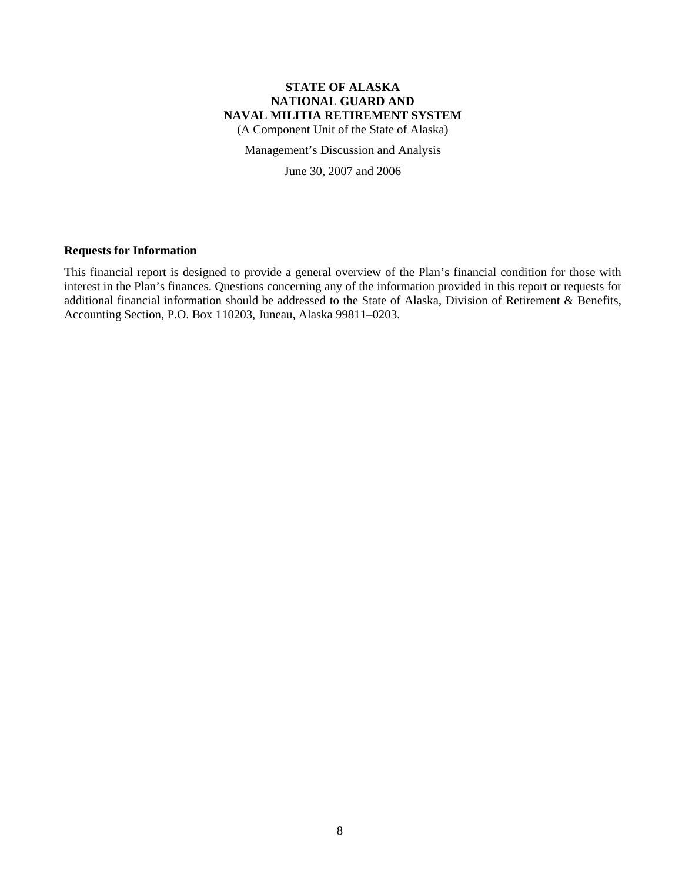**STATE OF ALASKA**
**NATIONAL GUARD AND**
**NAVAL MILITIA RETIREMENT SYSTEM**
(A Component Unit of the State of Alaska)

Management's Discussion and Analysis

June 30, 2007 and 2006

### Requests for Information

This financial report is designed to provide a general overview of the Plan's financial condition for those with interest in the Plan's finances. Questions concerning any of the information provided in this report or requests for additional financial information should be addressed to the State of Alaska, Division of Retirement & Benefits, Accounting Section, P.O. Box 110203, Juneau, Alaska 99811–0203.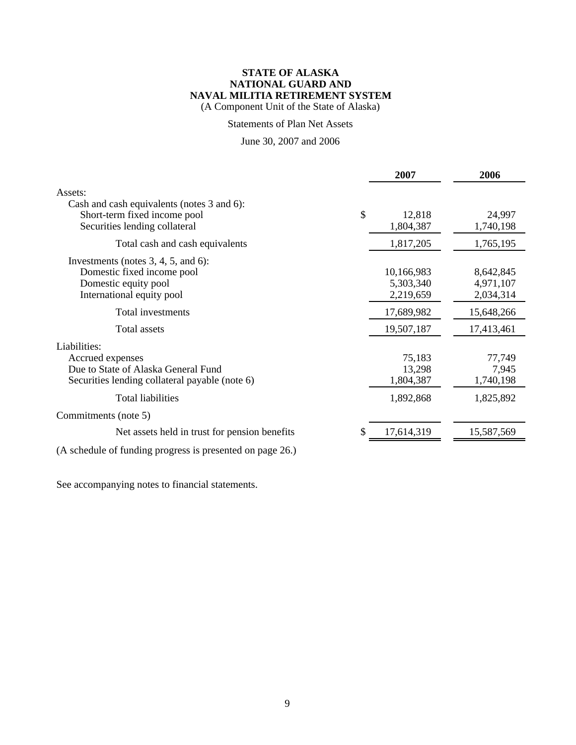**STATE OF ALASKA**
**NATIONAL GUARD AND**
**NAVAL MILITIA RETIREMENT SYSTEM**
(A Component Unit of the State of Alaska)

Statements of Plan Net Assets

June 30, 2007 and 2006

| | 2007 | 2006 |
|---|---|---|
| Assets: | | |
| Cash and cash equivalents (notes 3 and 6): | | |
| Short-term fixed income pool | $ 12,818 | 24,997 |
| Securities lending collateral | 1,804,387 | 1,740,198 |
| Total cash and cash equivalents | 1,817,205 | 1,765,195 |
| Investments (notes 3, 4, 5, and 6): | | |
| Domestic fixed income pool | 10,166,983 | 8,642,845 |
| Domestic equity pool | 5,303,340 | 4,971,107 |
| International equity pool | 2,219,659 | 2,034,314 |
| Total investments | 17,689,982 | 15,648,266 |
| Total assets | 19,507,187 | 17,413,461 |
| Liabilities: | | |
| Accrued expenses | 75,183 | 77,749 |
| Due to State of Alaska General Fund | 13,298 | 7,945 |
| Securities lending collateral payable (note 6) | 1,804,387 | 1,740,198 |
| Total liabilities | 1,892,868 | 1,825,892 |
| Commitments (note 5) | | |
| Net assets held in trust for pension benefits | $ 17,614,319 | 15,587,569 |

(A schedule of funding progress is presented on page 26.)

See accompanying notes to financial statements.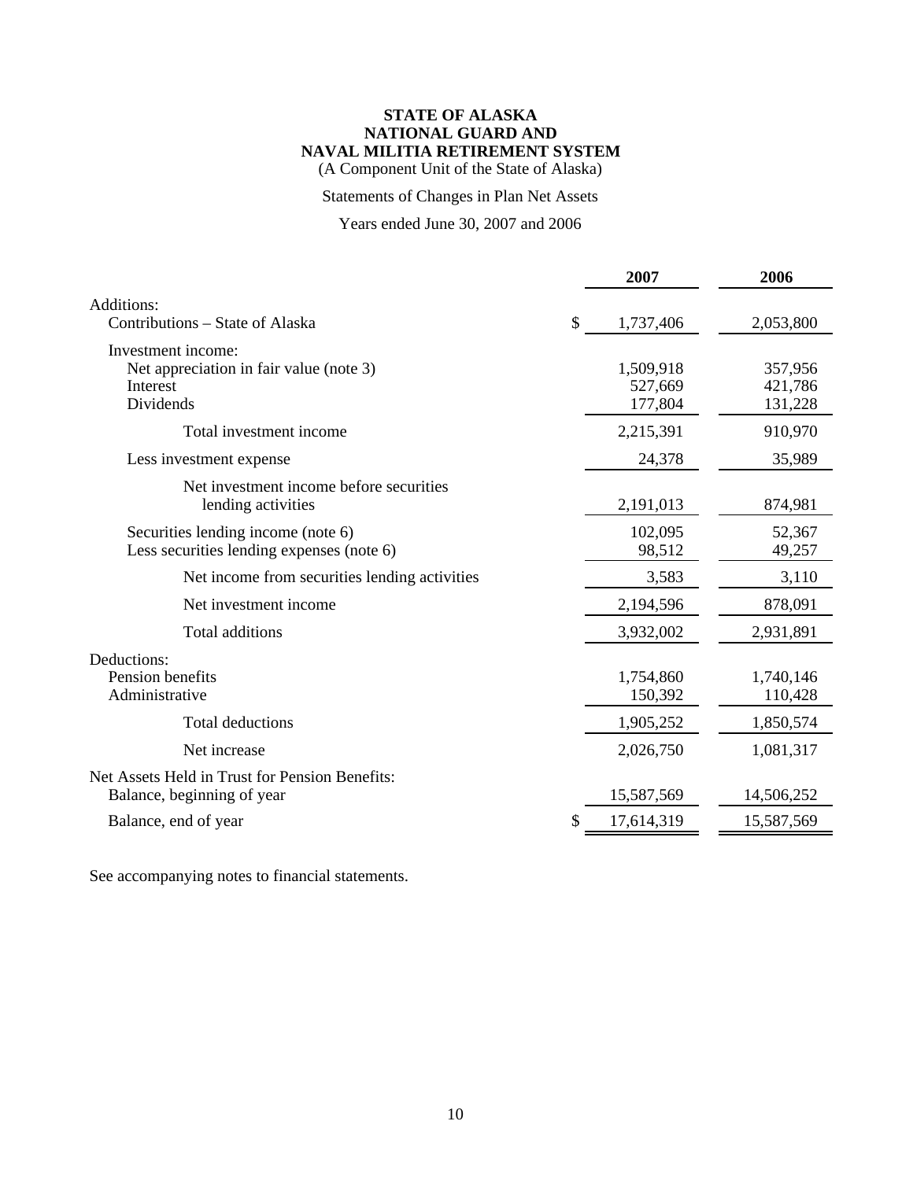**STATE OF ALASKA**
**NATIONAL GUARD AND**
**NAVAL MILITIA RETIREMENT SYSTEM**
(A Component Unit of the State of Alaska)

Statements of Changes in Plan Net Assets

Years ended June 30, 2007 and 2006

| | 2007 | 2006 |
|---|---|---|
| Additions: | | |
| Contributions – State of Alaska | $ 1,737,406 | 2,053,800 |
| Investment income: | | |
| Net appreciation in fair value (note 3) | 1,509,918 | 357,956 |
| Interest | 527,669 | 421,786 |
| Dividends | 177,804 | 131,228 |
| Total investment income | 2,215,391 | 910,970 |
| Less investment expense | 24,378 | 35,989 |
| Net investment income before securities lending activities | 2,191,013 | 874,981 |
| Securities lending income (note 6) | 102,095 | 52,367 |
| Less securities lending expenses (note 6) | 98,512 | 49,257 |
| Net income from securities lending activities | 3,583 | 3,110 |
| Net investment income | 2,194,596 | 878,091 |
| Total additions | 3,932,002 | 2,931,891 |
| Deductions: | | |
| Pension benefits | 1,754,860 | 1,740,146 |
| Administrative | 150,392 | 110,428 |
| Total deductions | 1,905,252 | 1,850,574 |
| Net increase | 2,026,750 | 1,081,317 |
| Net Assets Held in Trust for Pension Benefits: | | |
| Balance, beginning of year | 15,587,569 | 14,506,252 |
| Balance, end of year | $ 17,614,319 | 15,587,569 |

See accompanying notes to financial statements.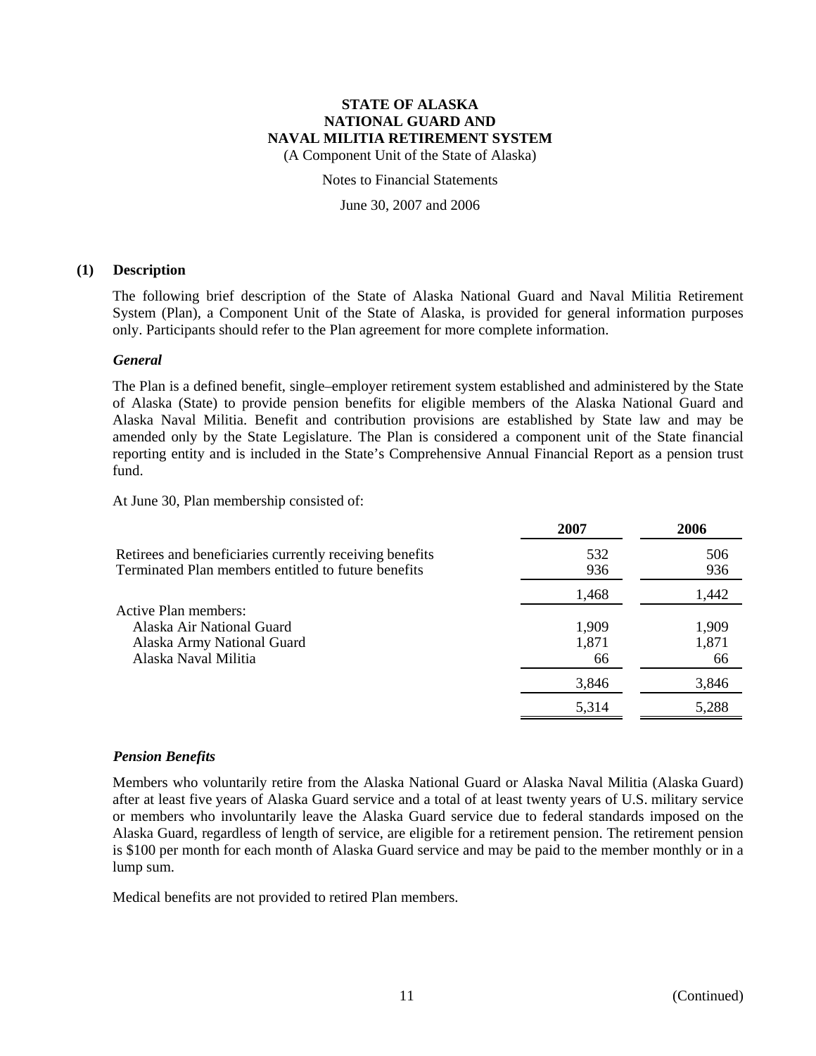**STATE OF ALASKA**
**NATIONAL GUARD AND**
**NAVAL MILITIA RETIREMENT SYSTEM**
(A Component Unit of the State of Alaska)

Notes to Financial Statements

June 30, 2007 and 2006

## (1) Description

The following brief description of the State of Alaska National Guard and Naval Militia Retirement System (Plan), a Component Unit of the State of Alaska, is provided for general information purposes only. Participants should refer to the Plan agreement for more complete information.

### *General*

The Plan is a defined benefit, single–employer retirement system established and administered by the State of Alaska (State) to provide pension benefits for eligible members of the Alaska National Guard and Alaska Naval Militia. Benefit and contribution provisions are established by State law and may be amended only by the State Legislature. The Plan is considered a component unit of the State financial reporting entity and is included in the State's Comprehensive Annual Financial Report as a pension trust fund.

At June 30, Plan membership consisted of:

| | 2007 | 2006 |
|---|---|---|
| Retirees and beneficiaries currently receiving benefits | 532 | 506 |
| Terminated Plan members entitled to future benefits | 936 | 936 |
| | 1,468 | 1,442 |
| Active Plan members: | | |
| Alaska Air National Guard | 1,909 | 1,909 |
| Alaska Army National Guard | 1,871 | 1,871 |
| Alaska Naval Militia | 66 | 66 |
| | 3,846 | 3,846 |
| | 5,314 | 5,288 |

### *Pension Benefits*

Members who voluntarily retire from the Alaska National Guard or Alaska Naval Militia (Alaska Guard) after at least five years of Alaska Guard service and a total of at least twenty years of U.S. military service or members who involuntarily leave the Alaska Guard service due to federal standards imposed on the Alaska Guard, regardless of length of service, are eligible for a retirement pension. The retirement pension is $100 per month for each month of Alaska Guard service and may be paid to the member monthly or in a lump sum.

Medical benefits are not provided to retired Plan members.

(Continued)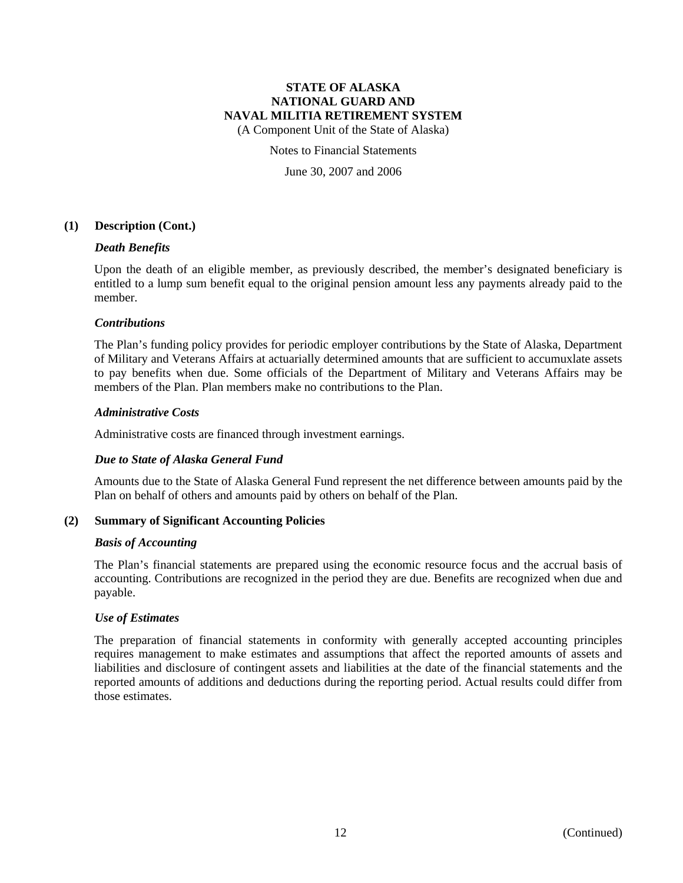# STATE OF ALASKA
# NATIONAL GUARD AND
# NAVAL MILITIA RETIREMENT SYSTEM

(A Component Unit of the State of Alaska)

Notes to Financial Statements

June 30, 2007 and 2006

## (1) Description (Cont.)

### *Death Benefits*

Upon the death of an eligible member, as previously described, the member's designated beneficiary is entitled to a lump sum benefit equal to the original pension amount less any payments already paid to the member.

### *Contributions*

The Plan's funding policy provides for periodic employer contributions by the State of Alaska, Department of Military and Veterans Affairs at actuarially determined amounts that are sufficient to accumuxlate assets to pay benefits when due. Some officials of the Department of Military and Veterans Affairs may be members of the Plan. Plan members make no contributions to the Plan.

### *Administrative Costs*

Administrative costs are financed through investment earnings.

### *Due to State of Alaska General Fund*

Amounts due to the State of Alaska General Fund represent the net difference between amounts paid by the Plan on behalf of others and amounts paid by others on behalf of the Plan.

## (2) Summary of Significant Accounting Policies

### *Basis of Accounting*

The Plan's financial statements are prepared using the economic resource focus and the accrual basis of accounting. Contributions are recognized in the period they are due. Benefits are recognized when due and payable.

### *Use of Estimates*

The preparation of financial statements in conformity with generally accepted accounting principles requires management to make estimates and assumptions that affect the reported amounts of assets and liabilities and disclosure of contingent assets and liabilities at the date of the financial statements and the reported amounts of additions and deductions during the reporting period. Actual results could differ from those estimates.

(Continued)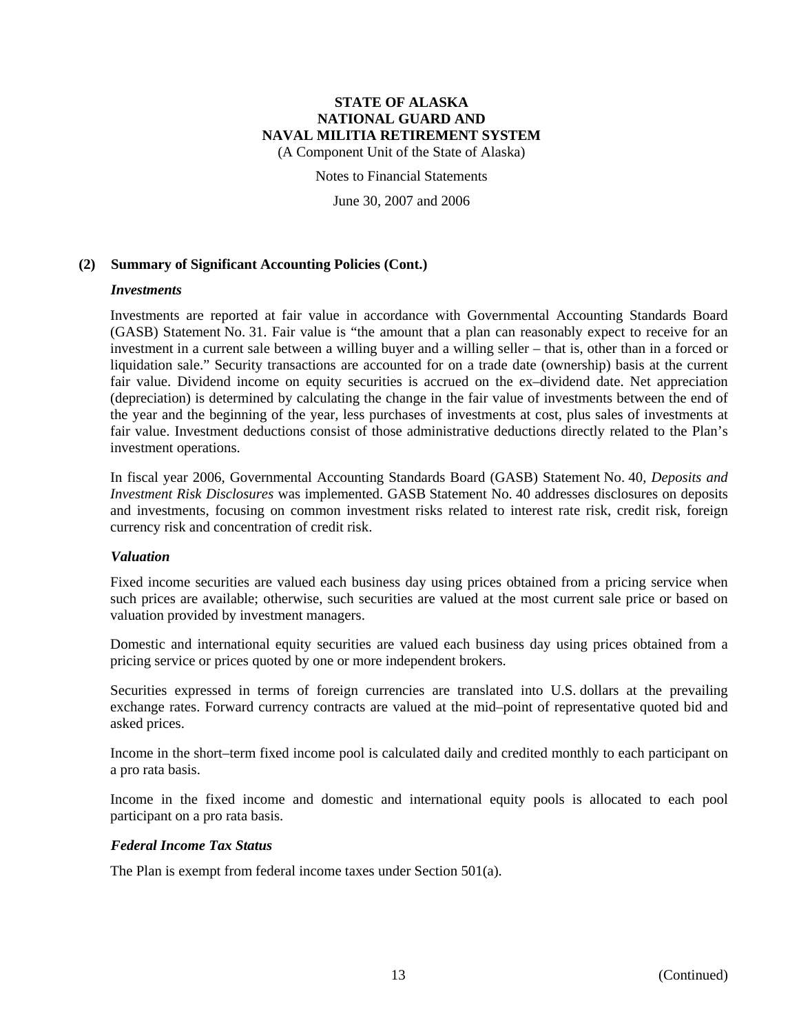## (2) Summary of Significant Accounting Policies (Cont.)

### *Investments*

Investments are reported at fair value in accordance with Governmental Accounting Standards Board (GASB) Statement No. 31. Fair value is "the amount that a plan can reasonably expect to receive for an investment in a current sale between a willing buyer and a willing seller – that is, other than in a forced or liquidation sale." Security transactions are accounted for on a trade date (ownership) basis at the current fair value. Dividend income on equity securities is accrued on the ex–dividend date. Net appreciation (depreciation) is determined by calculating the change in the fair value of investments between the end of the year and the beginning of the year, less purchases of investments at cost, plus sales of investments at fair value. Investment deductions consist of those administrative deductions directly related to the Plan's investment operations.

In fiscal year 2006, Governmental Accounting Standards Board (GASB) Statement No. 40, *Deposits and Investment Risk Disclosures* was implemented. GASB Statement No. 40 addresses disclosures on deposits and investments, focusing on common investment risks related to interest rate risk, credit risk, foreign currency risk and concentration of credit risk.

### *Valuation*

Fixed income securities are valued each business day using prices obtained from a pricing service when such prices are available; otherwise, such securities are valued at the most current sale price or based on valuation provided by investment managers.

Domestic and international equity securities are valued each business day using prices obtained from a pricing service or prices quoted by one or more independent brokers.

Securities expressed in terms of foreign currencies are translated into U.S. dollars at the prevailing exchange rates. Forward currency contracts are valued at the mid–point of representative quoted bid and asked prices.

Income in the short–term fixed income pool is calculated daily and credited monthly to each participant on a pro rata basis.

Income in the fixed income and domestic and international equity pools is allocated to each pool participant on a pro rata basis.

### *Federal Income Tax Status*

The Plan is exempt from federal income taxes under Section 501(a).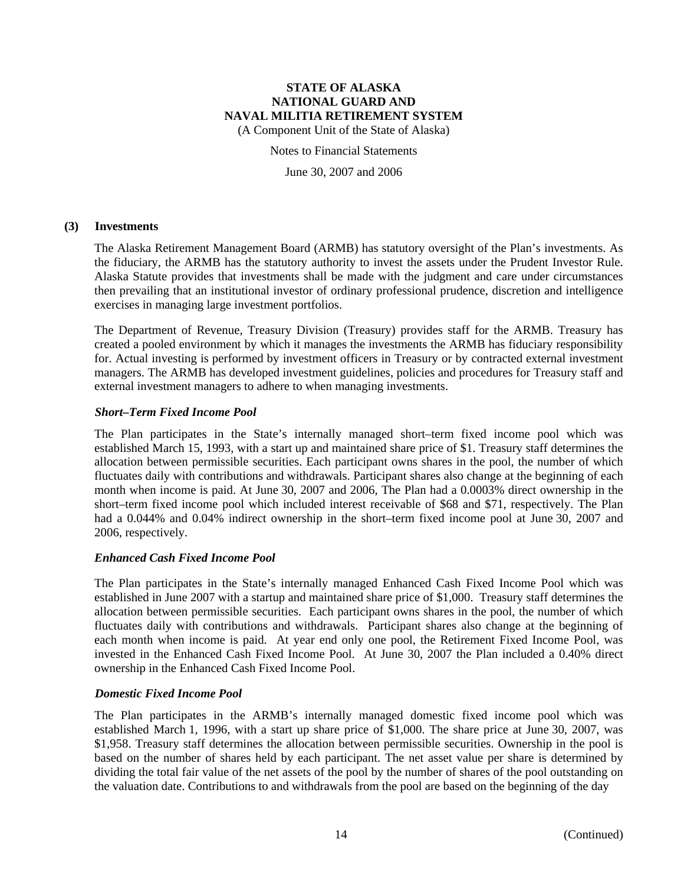### (3) Investments

The Alaska Retirement Management Board (ARMB) has statutory oversight of the Plan's investments. As the fiduciary, the ARMB has the statutory authority to invest the assets under the Prudent Investor Rule. Alaska Statute provides that investments shall be made with the judgment and care under circumstances then prevailing that an institutional investor of ordinary professional prudence, discretion and intelligence exercises in managing large investment portfolios.

The Department of Revenue, Treasury Division (Treasury) provides staff for the ARMB. Treasury has created a pooled environment by which it manages the investments the ARMB has fiduciary responsibility for. Actual investing is performed by investment officers in Treasury or by contracted external investment managers. The ARMB has developed investment guidelines, policies and procedures for Treasury staff and external investment managers to adhere to when managing investments.

#### *Short–Term Fixed Income Pool*

The Plan participates in the State's internally managed short–term fixed income pool which was established March 15, 1993, with a start up and maintained share price of $1. Treasury staff determines the allocation between permissible securities. Each participant owns shares in the pool, the number of which fluctuates daily with contributions and withdrawals. Participant shares also change at the beginning of each month when income is paid. At June 30, 2007 and 2006, The Plan had a 0.0003% direct ownership in the short–term fixed income pool which included interest receivable of $68 and $71, respectively. The Plan had a 0.044% and 0.04% indirect ownership in the short–term fixed income pool at June 30, 2007 and 2006, respectively.

#### *Enhanced Cash Fixed Income Pool*

The Plan participates in the State's internally managed Enhanced Cash Fixed Income Pool which was established in June 2007 with a startup and maintained share price of $1,000. Treasury staff determines the allocation between permissible securities. Each participant owns shares in the pool, the number of which fluctuates daily with contributions and withdrawals. Participant shares also change at the beginning of each month when income is paid. At year end only one pool, the Retirement Fixed Income Pool, was invested in the Enhanced Cash Fixed Income Pool. At June 30, 2007 the Plan included a 0.40% direct ownership in the Enhanced Cash Fixed Income Pool.

#### *Domestic Fixed Income Pool*

The Plan participates in the ARMB's internally managed domestic fixed income pool which was established March 1, 1996, with a start up share price of $1,000. The share price at June 30, 2007, was $1,958. Treasury staff determines the allocation between permissible securities. Ownership in the pool is based on the number of shares held by each participant. The net asset value per share is determined by dividing the total fair value of the net assets of the pool by the number of shares of the pool outstanding on the valuation date. Contributions to and withdrawals from the pool are based on the beginning of the day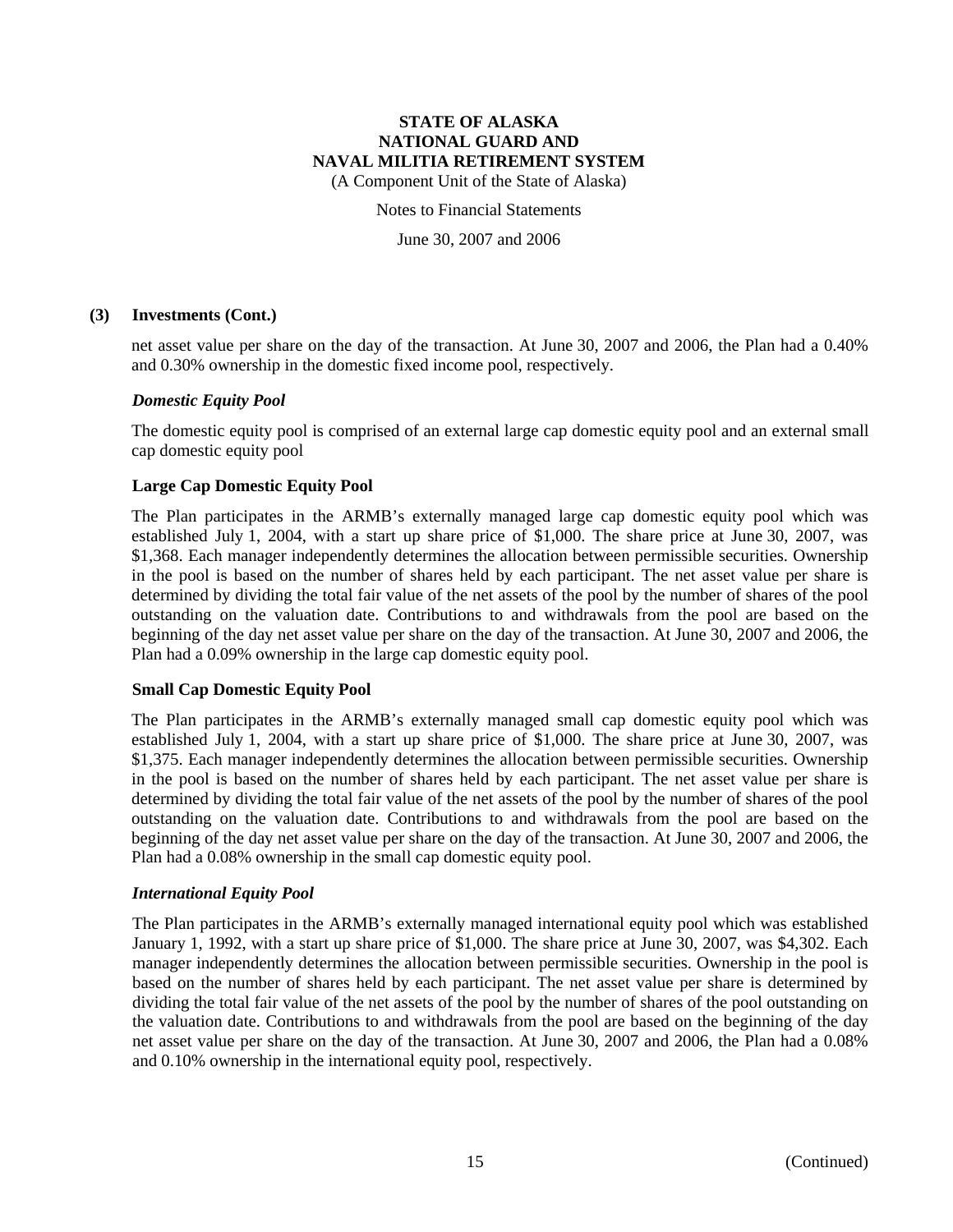**(3) Investments (Cont.)**

net asset value per share on the day of the transaction. At June 30, 2007 and 2006, the Plan had a 0.40% and 0.30% ownership in the domestic fixed income pool, respectively.

***Domestic Equity Pool***

The domestic equity pool is comprised of an external large cap domestic equity pool and an external small cap domestic equity pool

**Large Cap Domestic Equity Pool**

The Plan participates in the ARMB's externally managed large cap domestic equity pool which was established July 1, 2004, with a start up share price of $1,000. The share price at June 30, 2007, was $1,368. Each manager independently determines the allocation between permissible securities. Ownership in the pool is based on the number of shares held by each participant. The net asset value per share is determined by dividing the total fair value of the net assets of the pool by the number of shares of the pool outstanding on the valuation date. Contributions to and withdrawals from the pool are based on the beginning of the day net asset value per share on the day of the transaction. At June 30, 2007 and 2006, the Plan had a 0.09% ownership in the large cap domestic equity pool.

**Small Cap Domestic Equity Pool**

The Plan participates in the ARMB's externally managed small cap domestic equity pool which was established July 1, 2004, with a start up share price of $1,000. The share price at June 30, 2007, was $1,375. Each manager independently determines the allocation between permissible securities. Ownership in the pool is based on the number of shares held by each participant. The net asset value per share is determined by dividing the total fair value of the net assets of the pool by the number of shares of the pool outstanding on the valuation date. Contributions to and withdrawals from the pool are based on the beginning of the day net asset value per share on the day of the transaction. At June 30, 2007 and 2006, the Plan had a 0.08% ownership in the small cap domestic equity pool.

***International Equity Pool***

The Plan participates in the ARMB's externally managed international equity pool which was established January 1, 1992, with a start up share price of $1,000. The share price at June 30, 2007, was $4,302. Each manager independently determines the allocation between permissible securities. Ownership in the pool is based on the number of shares held by each participant. The net asset value per share is determined by dividing the total fair value of the net assets of the pool by the number of shares of the pool outstanding on the valuation date. Contributions to and withdrawals from the pool are based on the beginning of the day net asset value per share on the day of the transaction. At June 30, 2007 and 2006, the Plan had a 0.08% and 0.10% ownership in the international equity pool, respectively.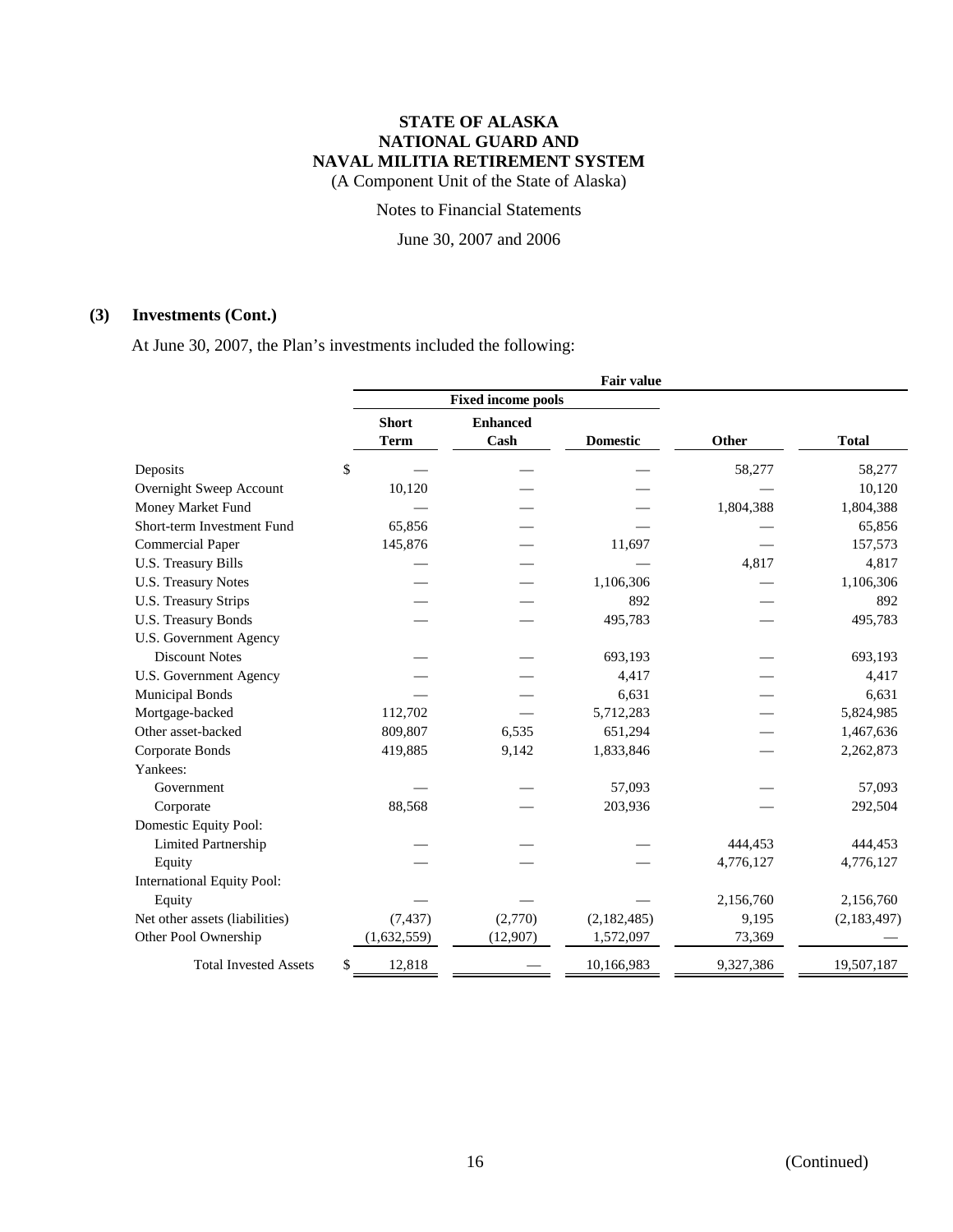**STATE OF ALASKA**
**NATIONAL GUARD AND**
**NAVAL MILITIA RETIREMENT SYSTEM**
(A Component Unit of the State of Alaska)

Notes to Financial Statements

June 30, 2007 and 2006

## (3) Investments (Cont.)

At June 30, 2007, the Plan's investments included the following:

| | Fair value | | | | |
|---|---|---|---|---|---|
| | Fixed income pools | | | | |
| | Short Term | Enhanced Cash | Domestic | Other | Total |
| Deposits | $ — | — | — | 58,277 | 58,277 |
| Overnight Sweep Account | 10,120 | — | — | — | 10,120 |
| Money Market Fund | — | — | — | 1,804,388 | 1,804,388 |
| Short-term Investment Fund | 65,856 | — | — | — | 65,856 |
| Commercial Paper | 145,876 | — | 11,697 | — | 157,573 |
| U.S. Treasury Bills | — | — | — | 4,817 | 4,817 |
| U.S. Treasury Notes | — | — | 1,106,306 | — | 1,106,306 |
| U.S. Treasury Strips | — | — | 892 | — | 892 |
| U.S. Treasury Bonds | — | — | 495,783 | — | 495,783 |
| U.S. Government Agency Discount Notes | — | — | 693,193 | — | 693,193 |
| U.S. Government Agency | — | — | 4,417 | — | 4,417 |
| Municipal Bonds | — | — | 6,631 | — | 6,631 |
| Mortgage-backed | 112,702 | — | 5,712,283 | — | 5,824,985 |
| Other asset-backed | 809,807 | 6,535 | 651,294 | — | 1,467,636 |
| Corporate Bonds | 419,885 | 9,142 | 1,833,846 | — | 2,262,873 |
| Yankees: | | | | | |
| Government | — | — | 57,093 | — | 57,093 |
| Corporate | 88,568 | — | 203,936 | — | 292,504 |
| Domestic Equity Pool: | | | | | |
| Limited Partnership | — | — | — | 444,453 | 444,453 |
| Equity | — | — | — | 4,776,127 | 4,776,127 |
| International Equity Pool: | | | | | |
| Equity | — | — | — | 2,156,760 | 2,156,760 |
| Net other assets (liabilities) | (7,437) | (2,770) | (2,182,485) | 9,195 | (2,183,497) |
| Other Pool Ownership | (1,632,559) | (12,907) | 1,572,097 | 73,369 | — |
| Total Invested Assets | $ 12,818 | — | 10,166,983 | 9,327,386 | 19,507,187 |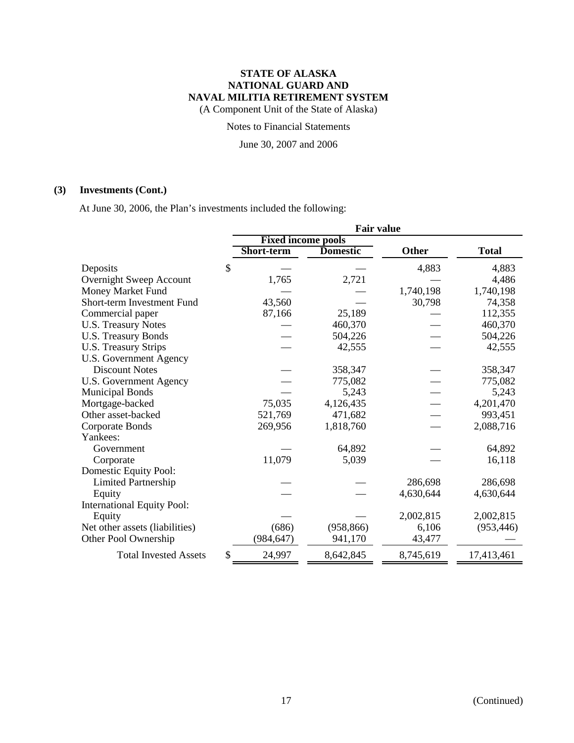**STATE OF ALASKA**
**NATIONAL GUARD AND**
**NAVAL MILITIA RETIREMENT SYSTEM**
(A Component Unit of the State of Alaska)

Notes to Financial Statements

June 30, 2007 and 2006

## (3) Investments (Cont.)

At June 30, 2006, the Plan's investments included the following:

| | Fair value | | | |
|---|---|---|---|---|
| | Fixed income pools | | | |
| | Short-term | Domestic | Other | Total |
| Deposits | $ — | — | 4,883 | 4,883 |
| Overnight Sweep Account | 1,765 | 2,721 | — | 4,486 |
| Money Market Fund | — | — | 1,740,198 | 1,740,198 |
| Short-term Investment Fund | 43,560 | — | 30,798 | 74,358 |
| Commercial paper | 87,166 | 25,189 | — | 112,355 |
| U.S. Treasury Notes | — | 460,370 | — | 460,370 |
| U.S. Treasury Bonds | — | 504,226 | — | 504,226 |
| U.S. Treasury Strips | — | 42,555 | — | 42,555 |
| U.S. Government Agency Discount Notes | — | 358,347 | — | 358,347 |
| U.S. Government Agency | — | 775,082 | — | 775,082 |
| Municipal Bonds | — | 5,243 | — | 5,243 |
| Mortgage-backed | 75,035 | 4,126,435 | — | 4,201,470 |
| Other asset-backed | 521,769 | 471,682 | — | 993,451 |
| Corporate Bonds | 269,956 | 1,818,760 | — | 2,088,716 |
| Yankees: | | | | |
| Government | — | 64,892 | — | 64,892 |
| Corporate | 11,079 | 5,039 | — | 16,118 |
| Domestic Equity Pool: | | | | |
| Limited Partnership | — | — | 286,698 | 286,698 |
| Equity | — | — | 4,630,644 | 4,630,644 |
| International Equity Pool: | | | | |
| Equity | — | — | 2,002,815 | 2,002,815 |
| Net other assets (liabilities) | (686) | (958,866) | 6,106 | (953,446) |
| Other Pool Ownership | (984,647) | 941,170 | 43,477 | — |
| Total Invested Assets | $ 24,997 | 8,642,845 | 8,745,619 | 17,413,461 |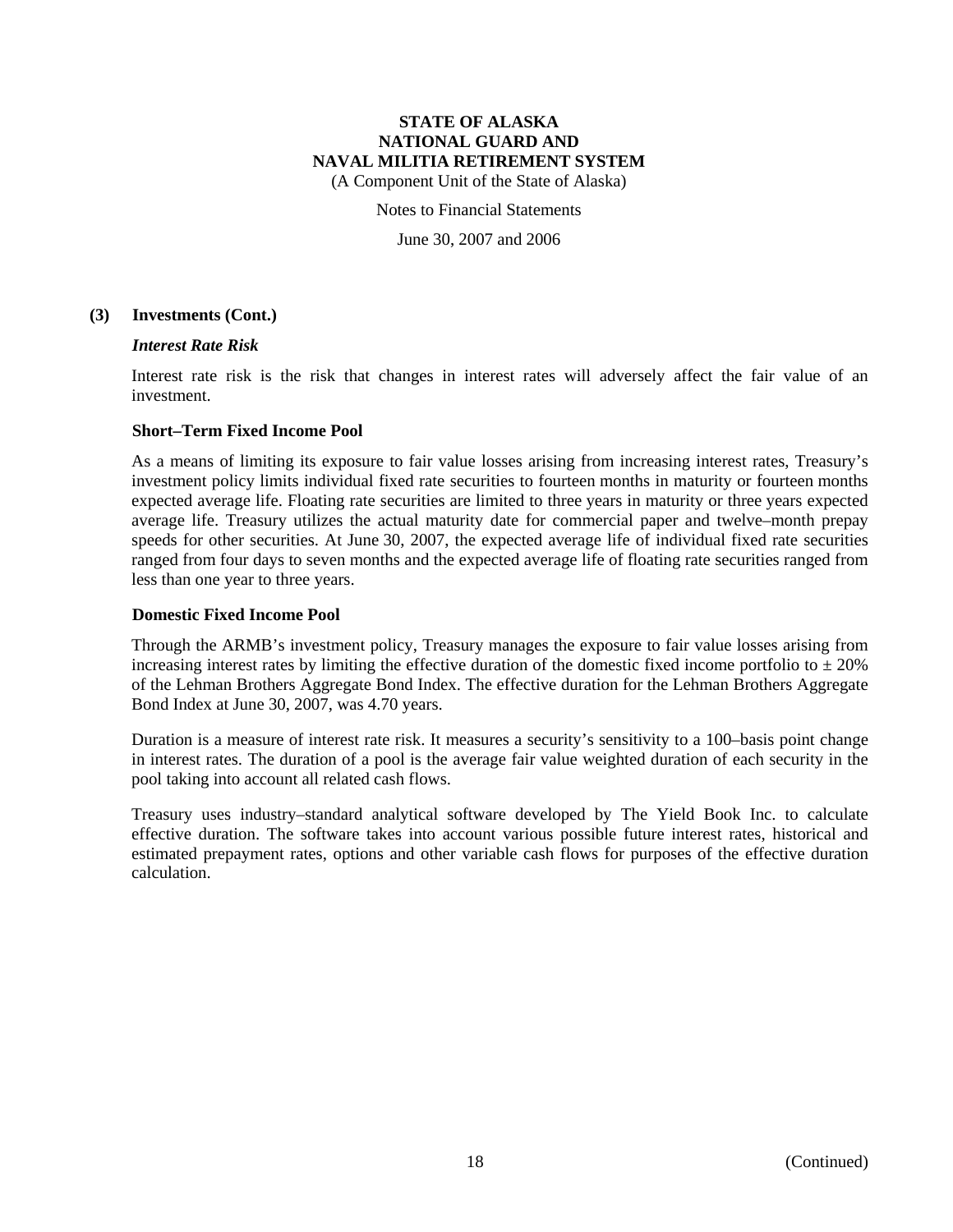### (3) Investments (Cont.)

***Interest Rate Risk***

Interest rate risk is the risk that changes in interest rates will adversely affect the fair value of an investment.

**Short–Term Fixed Income Pool**

As a means of limiting its exposure to fair value losses arising from increasing interest rates, Treasury's investment policy limits individual fixed rate securities to fourteen months in maturity or fourteen months expected average life. Floating rate securities are limited to three years in maturity or three years expected average life. Treasury utilizes the actual maturity date for commercial paper and twelve–month prepay speeds for other securities. At June 30, 2007, the expected average life of individual fixed rate securities ranged from four days to seven months and the expected average life of floating rate securities ranged from less than one year to three years.

**Domestic Fixed Income Pool**

Through the ARMB's investment policy, Treasury manages the exposure to fair value losses arising from increasing interest rates by limiting the effective duration of the domestic fixed income portfolio to ± 20% of the Lehman Brothers Aggregate Bond Index. The effective duration for the Lehman Brothers Aggregate Bond Index at June 30, 2007, was 4.70 years.

Duration is a measure of interest rate risk. It measures a security's sensitivity to a 100–basis point change in interest rates. The duration of a pool is the average fair value weighted duration of each security in the pool taking into account all related cash flows.

Treasury uses industry–standard analytical software developed by The Yield Book Inc. to calculate effective duration. The software takes into account various possible future interest rates, historical and estimated prepayment rates, options and other variable cash flows for purposes of the effective duration calculation.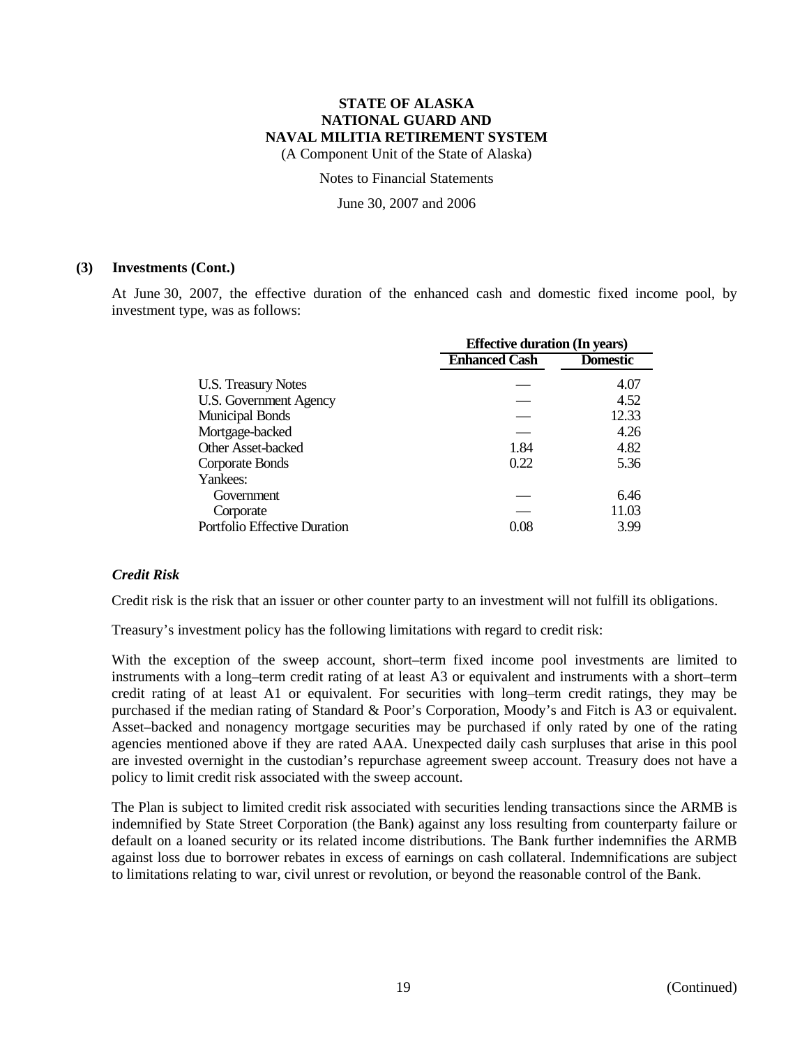### (3) Investments (Cont.)

At June 30, 2007, the effective duration of the enhanced cash and domestic fixed income pool, by investment type, was as follows:

| | Effective duration (In years) | |
|---|---|---|
| | **Enhanced Cash** | **Domestic** |
| U.S. Treasury Notes | — | 4.07 |
| U.S. Government Agency | — | 4.52 |
| Municipal Bonds | — | 12.33 |
| Mortgage-backed | — | 4.26 |
| Other Asset-backed | 1.84 | 4.82 |
| Corporate Bonds | 0.22 | 5.36 |
| Yankees: | | |
| Government | — | 6.46 |
| Corporate | — | 11.03 |
| Portfolio Effective Duration | 0.08 | 3.99 |

***Credit Risk***

Credit risk is the risk that an issuer or other counter party to an investment will not fulfill its obligations.

Treasury's investment policy has the following limitations with regard to credit risk:

With the exception of the sweep account, short–term fixed income pool investments are limited to instruments with a long–term credit rating of at least A3 or equivalent and instruments with a short–term credit rating of at least A1 or equivalent. For securities with long–term credit ratings, they may be purchased if the median rating of Standard & Poor's Corporation, Moody's and Fitch is A3 or equivalent. Asset–backed and nonagency mortgage securities may be purchased if only rated by one of the rating agencies mentioned above if they are rated AAA. Unexpected daily cash surpluses that arise in this pool are invested overnight in the custodian's repurchase agreement sweep account. Treasury does not have a policy to limit credit risk associated with the sweep account.

The Plan is subject to limited credit risk associated with securities lending transactions since the ARMB is indemnified by State Street Corporation (the Bank) against any loss resulting from counterparty failure or default on a loaned security or its related income distributions. The Bank further indemnifies the ARMB against loss due to borrower rebates in excess of earnings on cash collateral. Indemnifications are subject to limitations relating to war, civil unrest or revolution, or beyond the reasonable control of the Bank.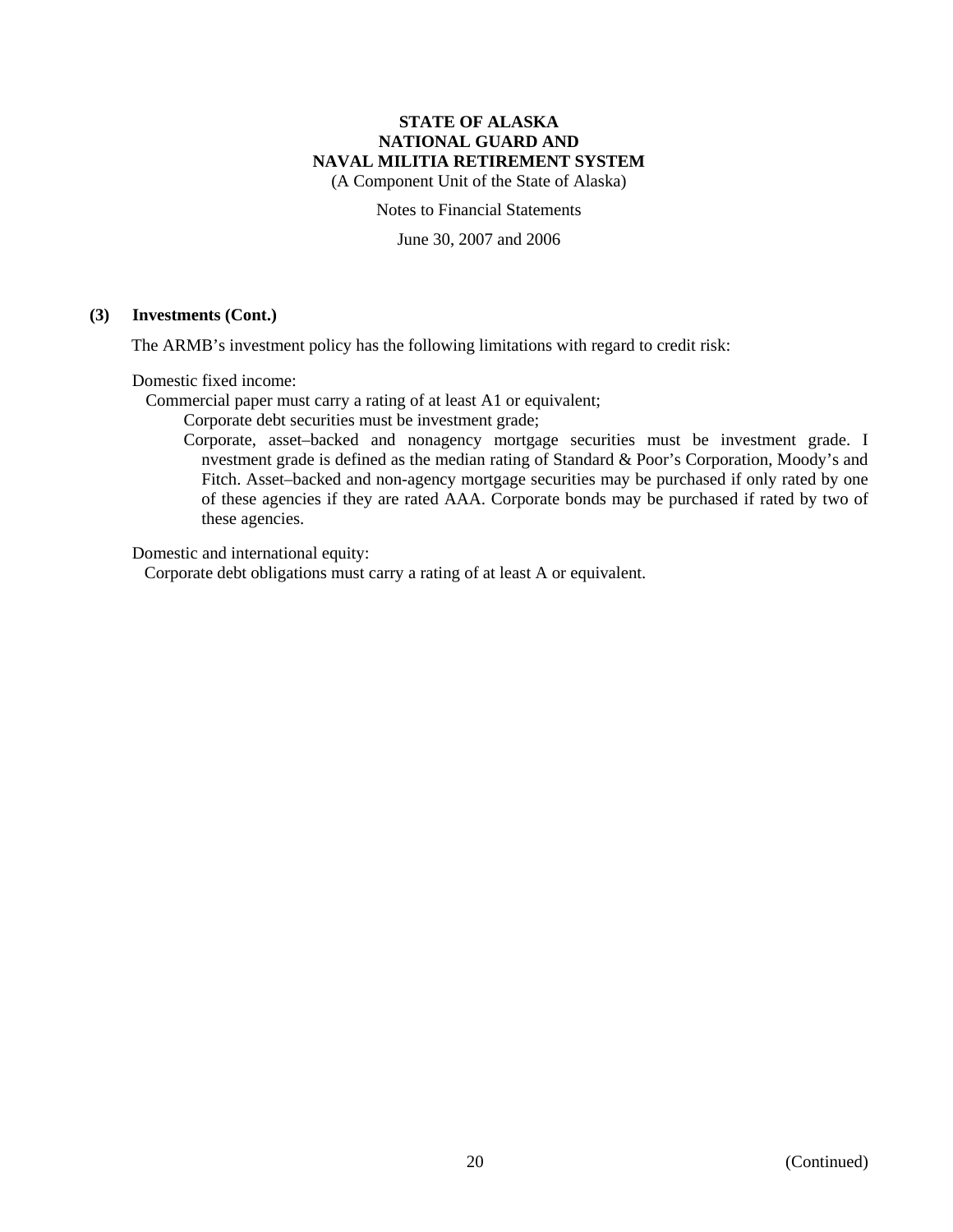#### (3) Investments (Cont.)

The ARMB's investment policy has the following limitations with regard to credit risk:

Domestic fixed income:

Commercial paper must carry a rating of at least A1 or equivalent;

Corporate debt securities must be investment grade;

Corporate, asset–backed and nonagency mortgage securities must be investment grade. Investment grade is defined as the median rating of Standard & Poor's Corporation, Moody's and Fitch. Asset–backed and non-agency mortgage securities may be purchased if only rated by one of these agencies if they are rated AAA. Corporate bonds may be purchased if rated by two of these agencies.

Domestic and international equity:

Corporate debt obligations must carry a rating of at least A or equivalent.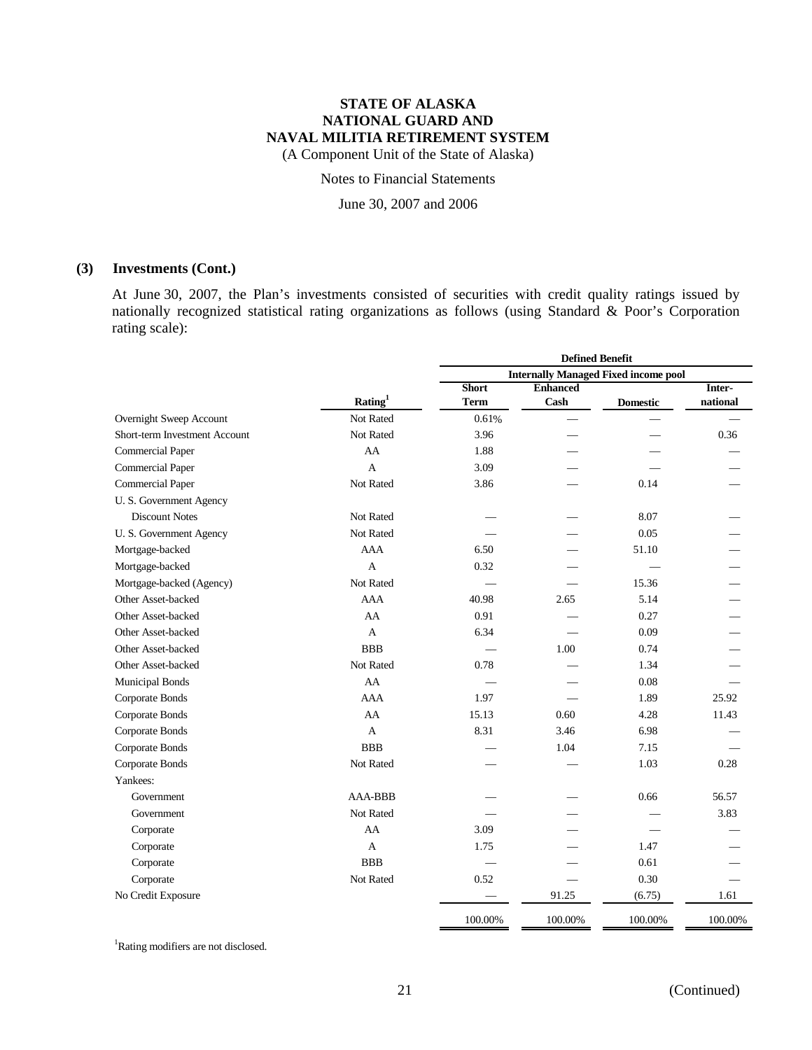# STATE OF ALASKA
# NATIONAL GUARD AND
# NAVAL MILITIA RETIREMENT SYSTEM

(A Component Unit of the State of Alaska)

Notes to Financial Statements

June 30, 2007 and 2006

## (3) Investments (Cont.)

At June 30, 2007, the Plan's investments consisted of securities with credit quality ratings issued by nationally recognized statistical rating organizations as follows (using Standard & Poor's Corporation rating scale):

| | | Defined Benefit | | | |
|---|---|---|---|---|---|
| | | Internally Managed Fixed income pool | | | |
| | Rating[1] | Short Term | Enhanced Cash | Domestic | International |
| Overnight Sweep Account | Not Rated | 0.61% | — | — | — |
| Short-term Investment Account | Not Rated | 3.96 | — | — | 0.36 |
| Commercial Paper | AA | 1.88 | — | — | — |
| Commercial Paper | A | 3.09 | — | — | — |
| Commercial Paper | Not Rated | 3.86 | — | 0.14 | — |
| U. S. Government Agency Discount Notes | Not Rated | — | — | 8.07 | — |
| U. S. Government Agency | Not Rated | — | — | 0.05 | — |
| Mortgage-backed | AAA | 6.50 | — | 51.10 | — |
| Mortgage-backed | A | 0.32 | — | — | — |
| Mortgage-backed (Agency) | Not Rated | — | — | 15.36 | — |
| Other Asset-backed | AAA | 40.98 | 2.65 | 5.14 | — |
| Other Asset-backed | AA | 0.91 | — | 0.27 | — |
| Other Asset-backed | A | 6.34 | — | 0.09 | — |
| Other Asset-backed | BBB | — | 1.00 | 0.74 | — |
| Other Asset-backed | Not Rated | 0.78 | — | 1.34 | — |
| Municipal Bonds | AA | — | — | 0.08 | — |
| Corporate Bonds | AAA | 1.97 | — | 1.89 | 25.92 |
| Corporate Bonds | AA | 15.13 | 0.60 | 4.28 | 11.43 |
| Corporate Bonds | A | 8.31 | 3.46 | 6.98 | — |
| Corporate Bonds | BBB | — | 1.04 | 7.15 | — |
| Corporate Bonds | Not Rated | — | — | 1.03 | 0.28 |
| Yankees: | | | | | |
| Government | AAA-BBB | — | — | 0.66 | 56.57 |
| Government | Not Rated | — | — | — | 3.83 |
| Corporate | AA | 3.09 | — | — | — |
| Corporate | A | 1.75 | — | 1.47 | — |
| Corporate | BBB | — | — | 0.61 | — |
| Corporate | Not Rated | 0.52 | — | 0.30 | — |
| No Credit Exposure | | — | 91.25 | (6.75) | 1.61 |
| | | 100.00% | 100.00% | 100.00% | 100.00% |

[1]Rating modifiers are not disclosed.

(Continued)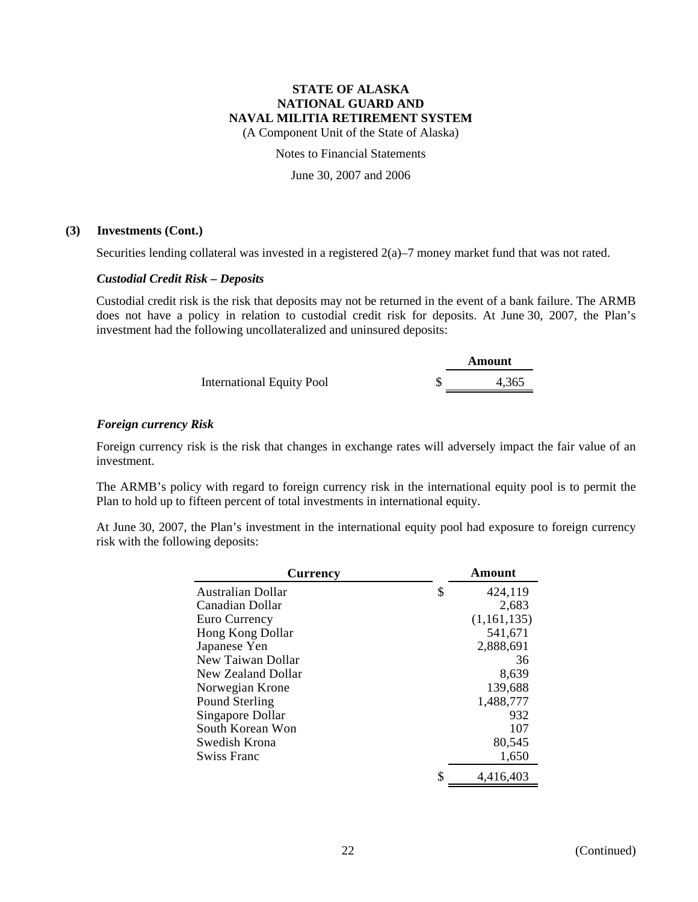**STATE OF ALASKA**
**NATIONAL GUARD AND**
**NAVAL MILITIA RETIREMENT SYSTEM**
(A Component Unit of the State of Alaska)

Notes to Financial Statements

June 30, 2007 and 2006

**(3) Investments (Cont.)**

Securities lending collateral was invested in a registered 2(a)–7 money market fund that was not rated.

***Custodial Credit Risk – Deposits***

Custodial credit risk is the risk that deposits may not be returned in the event of a bank failure. The ARMB does not have a policy in relation to custodial credit risk for deposits. At June 30, 2007, the Plan's investment had the following uncollateralized and uninsured deposits:

| | | Amount |
|---|---|---|
| International Equity Pool | $ | 4,365 |

***Foreign currency Risk***

Foreign currency risk is the risk that changes in exchange rates will adversely impact the fair value of an investment.

The ARMB's policy with regard to foreign currency risk in the international equity pool is to permit the Plan to hold up to fifteen percent of total investments in international equity.

At June 30, 2007, the Plan's investment in the international equity pool had exposure to foreign currency risk with the following deposits:

| Currency | | Amount |
|---|---|---|
| Australian Dollar | $ | 424,119 |
| Canadian Dollar | | 2,683 |
| Euro Currency | | (1,161,135) |
| Hong Kong Dollar | | 541,671 |
| Japanese Yen | | 2,888,691 |
| New Taiwan Dollar | | 36 |
| New Zealand Dollar | | 8,639 |
| Norwegian Krone | | 139,688 |
| Pound Sterling | | 1,488,777 |
| Singapore Dollar | | 932 |
| South Korean Won | | 107 |
| Swedish Krona | | 80,545 |
| Swiss Franc | | 1,650 |
| | $ | 4,416,403 |

(Continued)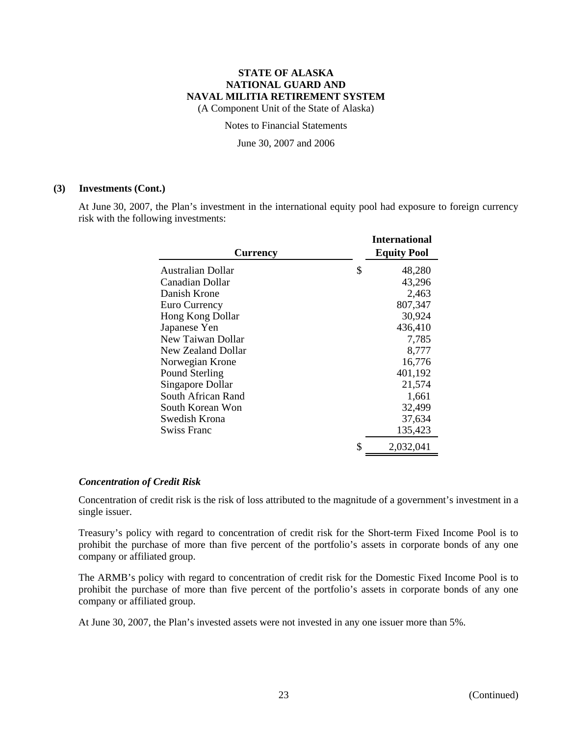# STATE OF ALASKA
# NATIONAL GUARD AND
# NAVAL MILITIA RETIREMENT SYSTEM

(A Component Unit of the State of Alaska)

Notes to Financial Statements

June 30, 2007 and 2006

**(3) Investments (Cont.)**

At June 30, 2007, the Plan's investment in the international equity pool had exposure to foreign currency risk with the following investments:

| Currency | International Equity Pool |
|---|---|
| Australian Dollar | $ 48,280 |
| Canadian Dollar | 43,296 |
| Danish Krone | 2,463 |
| Euro Currency | 807,347 |
| Hong Kong Dollar | 30,924 |
| Japanese Yen | 436,410 |
| New Taiwan Dollar | 7,785 |
| New Zealand Dollar | 8,777 |
| Norwegian Krone | 16,776 |
| Pound Sterling | 401,192 |
| Singapore Dollar | 21,574 |
| South African Rand | 1,661 |
| South Korean Won | 32,499 |
| Swedish Krona | 37,634 |
| Swiss Franc | 135,423 |
| | $ 2,032,041 |

***Concentration of Credit Risk***

Concentration of credit risk is the risk of loss attributed to the magnitude of a government's investment in a single issuer.

Treasury's policy with regard to concentration of credit risk for the Short-term Fixed Income Pool is to prohibit the purchase of more than five percent of the portfolio's assets in corporate bonds of any one company or affiliated group.

The ARMB's policy with regard to concentration of credit risk for the Domestic Fixed Income Pool is to prohibit the purchase of more than five percent of the portfolio's assets in corporate bonds of any one company or affiliated group.

At June 30, 2007, the Plan's invested assets were not invested in any one issuer more than 5%.

(Continued)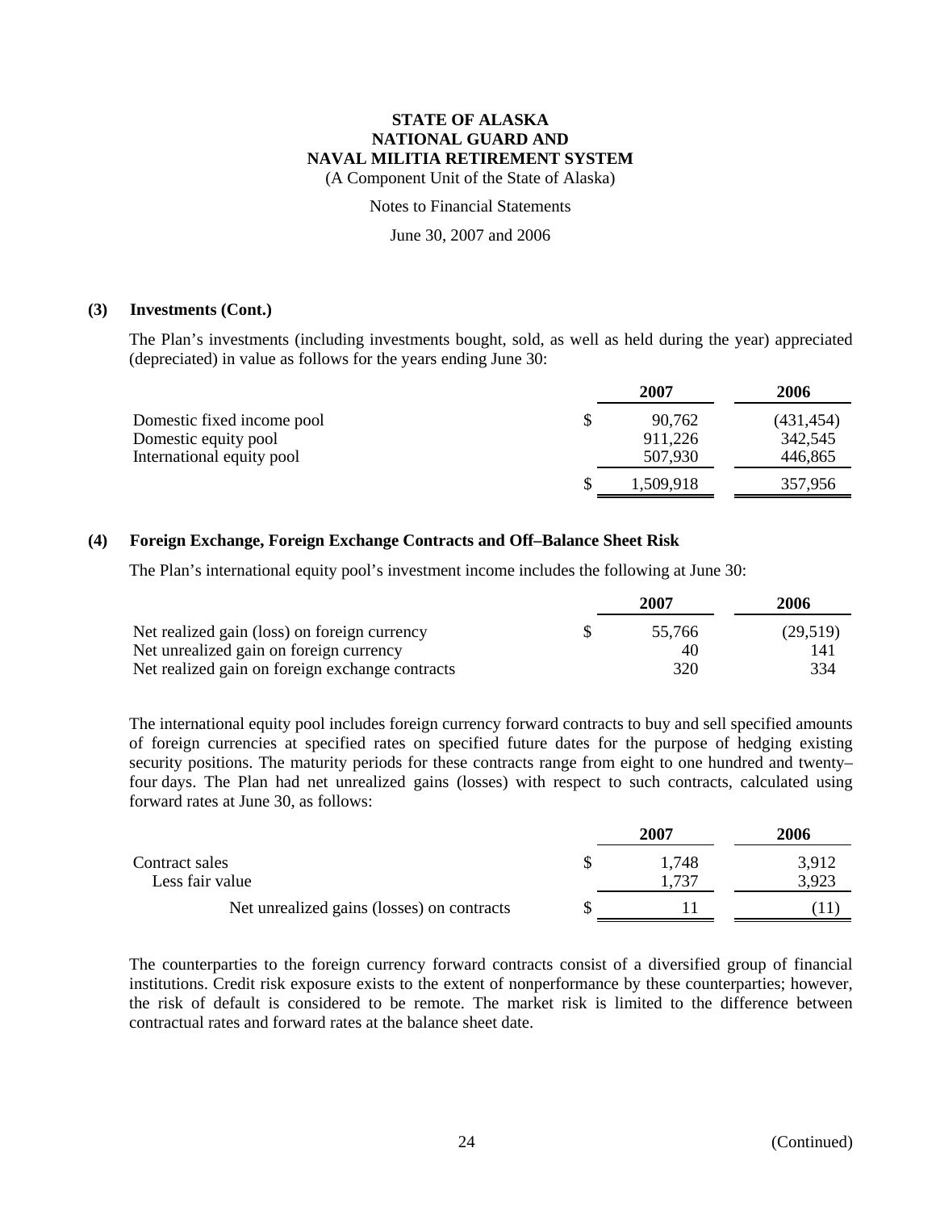# STATE OF ALASKA
# NATIONAL GUARD AND
# NAVAL MILITIA RETIREMENT SYSTEM

(A Component Unit of the State of Alaska)

Notes to Financial Statements

June 30, 2007 and 2006

## (3) Investments (Cont.)

The Plan's investments (including investments bought, sold, as well as held during the year) appreciated (depreciated) in value as follows for the years ending June 30:

| | 2007 | 2006 |
|---|---|---|
| Domestic fixed income pool | $ 90,762 | (431,454) |
| Domestic equity pool | 911,226 | 342,545 |
| International equity pool | 507,930 | 446,865 |
| | $ 1,509,918 | 357,956 |

## (4) Foreign Exchange, Foreign Exchange Contracts and Off–Balance Sheet Risk

The Plan's international equity pool's investment income includes the following at June 30:

| | 2007 | 2006 |
|---|---|---|
| Net realized gain (loss) on foreign currency | $ 55,766 | (29,519) |
| Net unrealized gain on foreign currency | 40 | 141 |
| Net realized gain on foreign exchange contracts | 320 | 334 |

The international equity pool includes foreign currency forward contracts to buy and sell specified amounts of foreign currencies at specified rates on specified future dates for the purpose of hedging existing security positions. The maturity periods for these contracts range from eight to one hundred and twenty–four days. The Plan had net unrealized gains (losses) with respect to such contracts, calculated using forward rates at June 30, as follows:

| | 2007 | 2006 |
|---|---|---|
| Contract sales | $ 1,748 | 3,912 |
| Less fair value | 1,737 | 3,923 |
| Net unrealized gains (losses) on contracts | $ 11 | (11) |

The counterparties to the foreign currency forward contracts consist of a diversified group of financial institutions. Credit risk exposure exists to the extent of nonperformance by these counterparties; however, the risk of default is considered to be remote. The market risk is limited to the difference between contractual rates and forward rates at the balance sheet date.

(Continued)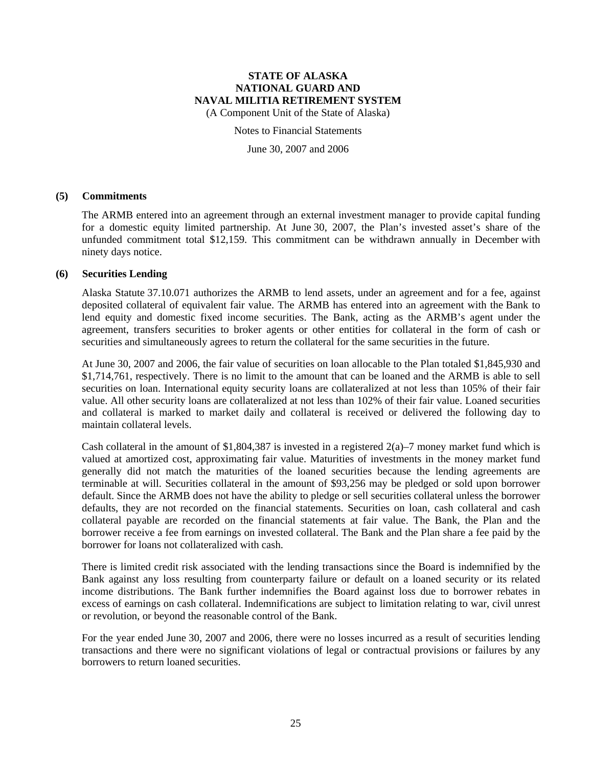# STATE OF ALASKA
# NATIONAL GUARD AND
# NAVAL MILITIA RETIREMENT SYSTEM

(A Component Unit of the State of Alaska)

Notes to Financial Statements

June 30, 2007 and 2006

## (5) Commitments

The ARMB entered into an agreement through an external investment manager to provide capital funding for a domestic equity limited partnership. At June 30, 2007, the Plan's invested asset's share of the unfunded commitment total $12,159. This commitment can be withdrawn annually in December with ninety days notice.

## (6) Securities Lending

Alaska Statute 37.10.071 authorizes the ARMB to lend assets, under an agreement and for a fee, against deposited collateral of equivalent fair value. The ARMB has entered into an agreement with the Bank to lend equity and domestic fixed income securities. The Bank, acting as the ARMB's agent under the agreement, transfers securities to broker agents or other entities for collateral in the form of cash or securities and simultaneously agrees to return the collateral for the same securities in the future.

At June 30, 2007 and 2006, the fair value of securities on loan allocable to the Plan totaled $1,845,930 and $1,714,761, respectively. There is no limit to the amount that can be loaned and the ARMB is able to sell securities on loan. International equity security loans are collateralized at not less than 105% of their fair value. All other security loans are collateralized at not less than 102% of their fair value. Loaned securities and collateral is marked to market daily and collateral is received or delivered the following day to maintain collateral levels.

Cash collateral in the amount of $1,804,387 is invested in a registered 2(a)–7 money market fund which is valued at amortized cost, approximating fair value. Maturities of investments in the money market fund generally did not match the maturities of the loaned securities because the lending agreements are terminable at will. Securities collateral in the amount of $93,256 may be pledged or sold upon borrower default. Since the ARMB does not have the ability to pledge or sell securities collateral unless the borrower defaults, they are not recorded on the financial statements. Securities on loan, cash collateral and cash collateral payable are recorded on the financial statements at fair value. The Bank, the Plan and the borrower receive a fee from earnings on invested collateral. The Bank and the Plan share a fee paid by the borrower for loans not collateralized with cash.

There is limited credit risk associated with the lending transactions since the Board is indemnified by the Bank against any loss resulting from counterparty failure or default on a loaned security or its related income distributions. The Bank further indemnifies the Board against loss due to borrower rebates in excess of earnings on cash collateral. Indemnifications are subject to limitation relating to war, civil unrest or revolution, or beyond the reasonable control of the Bank.

For the year ended June 30, 2007 and 2006, there were no losses incurred as a result of securities lending transactions and there were no significant violations of legal or contractual provisions or failures by any borrowers to return loaned securities.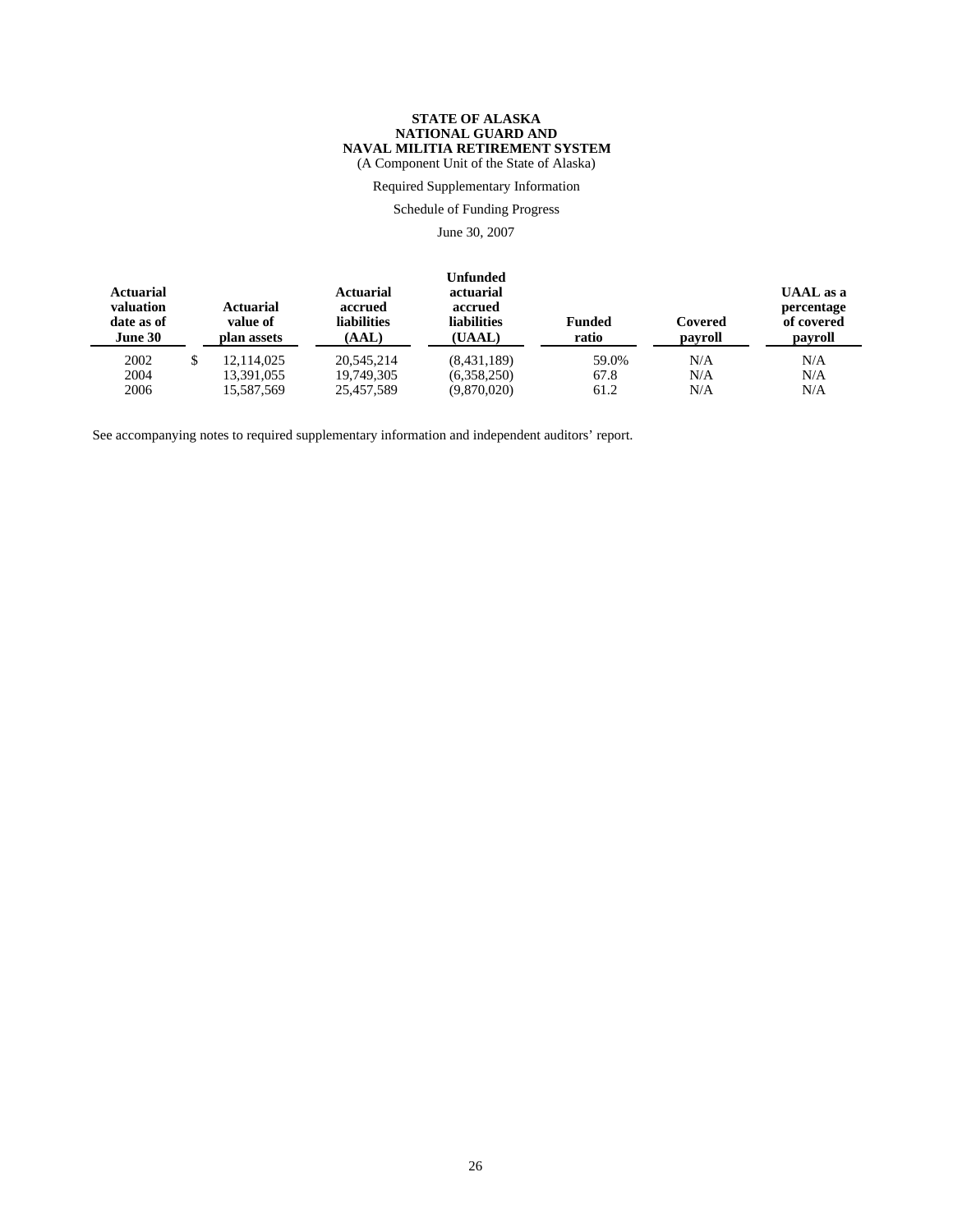**STATE OF ALASKA**
**NATIONAL GUARD AND**
**NAVAL MILITIA RETIREMENT SYSTEM**
(A Component Unit of the State of Alaska)

Required Supplementary Information

Schedule of Funding Progress

June 30, 2007

| Actuarial valuation date as of June 30 | Actuarial value of plan assets | Actuarial accrued liabilities (AAL) | Unfunded actuarial accrued liabilities (UAAL) | Funded ratio | Covered payroll | UAAL as a percentage of covered payroll |
|---|---|---|---|---|---|---|
| 2002 | $ 12,114,025 | 20,545,214 | (8,431,189) | 59.0% | N/A | N/A |
| 2004 | 13,391,055 | 19,749,305 | (6,358,250) | 67.8 | N/A | N/A |
| 2006 | 15,587,569 | 25,457,589 | (9,870,020) | 61.2 | N/A | N/A |

See accompanying notes to required supplementary information and independent auditors' report.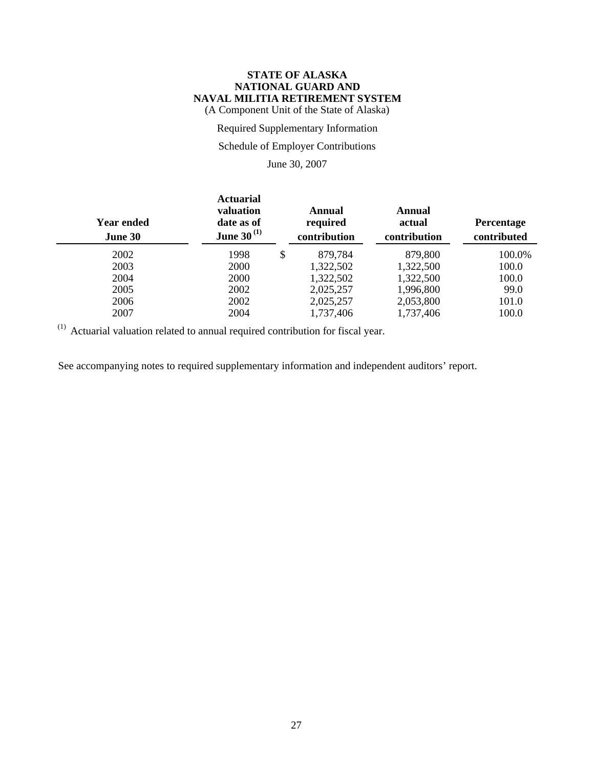**STATE OF ALASKA**
**NATIONAL GUARD AND**
**NAVAL MILITIA RETIREMENT SYSTEM**
(A Component Unit of the State of Alaska)

Required Supplementary Information

Schedule of Employer Contributions

June 30, 2007

| Year ended June 30 | Actuarial valuation date as of June 30 [(1)] | Annual required contribution | Annual actual contribution | Percentage contributed |
|---|---|---|---|---|
| 2002 | 1998 | $ 879,784 | 879,800 | 100.0% |
| 2003 | 2000 | 1,322,502 | 1,322,500 | 100.0 |
| 2004 | 2000 | 1,322,502 | 1,322,500 | 100.0 |
| 2005 | 2002 | 2,025,257 | 1,996,800 | 99.0 |
| 2006 | 2002 | 2,025,257 | 2,053,800 | 101.0 |
| 2007 | 2004 | 1,737,406 | 1,737,406 | 100.0 |

(1) Actuarial valuation related to annual required contribution for fiscal year.

See accompanying notes to required supplementary information and independent auditors' report.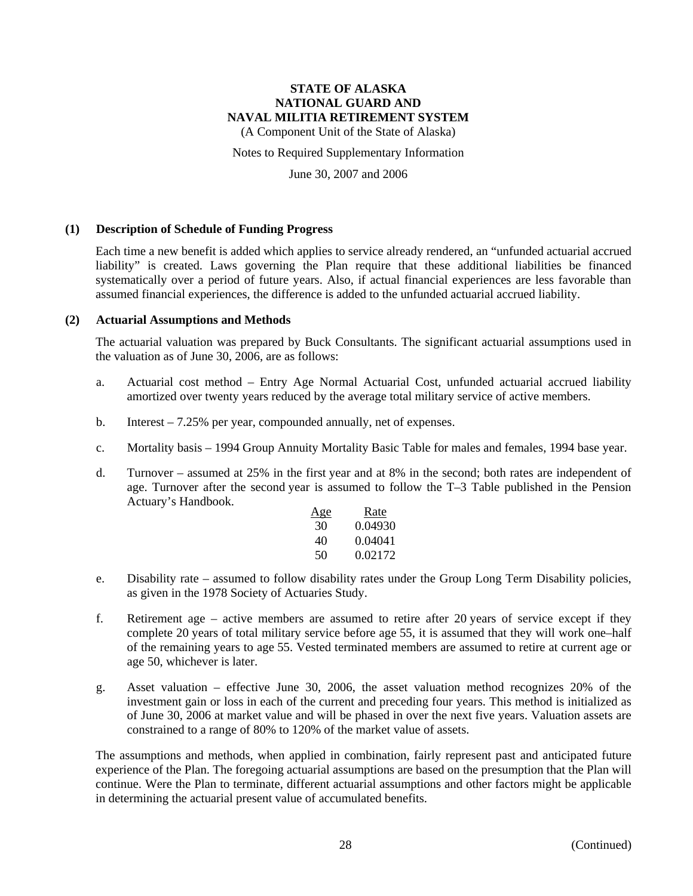**STATE OF ALASKA**
**NATIONAL GUARD AND**
**NAVAL MILITIA RETIREMENT SYSTEM**
(A Component Unit of the State of Alaska)

Notes to Required Supplementary Information

June 30, 2007 and 2006

## (1) Description of Schedule of Funding Progress

Each time a new benefit is added which applies to service already rendered, an "unfunded actuarial accrued liability" is created. Laws governing the Plan require that these additional liabilities be financed systematically over a period of future years. Also, if actual financial experiences are less favorable than assumed financial experiences, the difference is added to the unfunded actuarial accrued liability.

## (2) Actuarial Assumptions and Methods

The actuarial valuation was prepared by Buck Consultants. The significant actuarial assumptions used in the valuation as of June 30, 2006, are as follows:

a. Actuarial cost method – Entry Age Normal Actuarial Cost, unfunded actuarial accrued liability amortized over twenty years reduced by the average total military service of active members.

b. Interest – 7.25% per year, compounded annually, net of expenses.

c. Mortality basis – 1994 Group Annuity Mortality Basic Table for males and females, 1994 base year.

d. Turnover – assumed at 25% in the first year and at 8% in the second; both rates are independent of age. Turnover after the second year is assumed to follow the T–3 Table published in the Pension Actuary's Handbook.

| Age | Rate |
|---|---|
| 30 | 0.04930 |
| 40 | 0.04041 |
| 50 | 0.02172 |

e. Disability rate – assumed to follow disability rates under the Group Long Term Disability policies, as given in the 1978 Society of Actuaries Study.

f. Retirement age – active members are assumed to retire after 20 years of service except if they complete 20 years of total military service before age 55, it is assumed that they will work one–half of the remaining years to age 55. Vested terminated members are assumed to retire at current age or age 50, whichever is later.

g. Asset valuation – effective June 30, 2006, the asset valuation method recognizes 20% of the investment gain or loss in each of the current and preceding four years. This method is initialized as of June 30, 2006 at market value and will be phased in over the next five years. Valuation assets are constrained to a range of 80% to 120% of the market value of assets.

The assumptions and methods, when applied in combination, fairly represent past and anticipated future experience of the Plan. The foregoing actuarial assumptions are based on the presumption that the Plan will continue. Were the Plan to terminate, different actuarial assumptions and other factors might be applicable in determining the actuarial present value of accumulated benefits.

(Continued)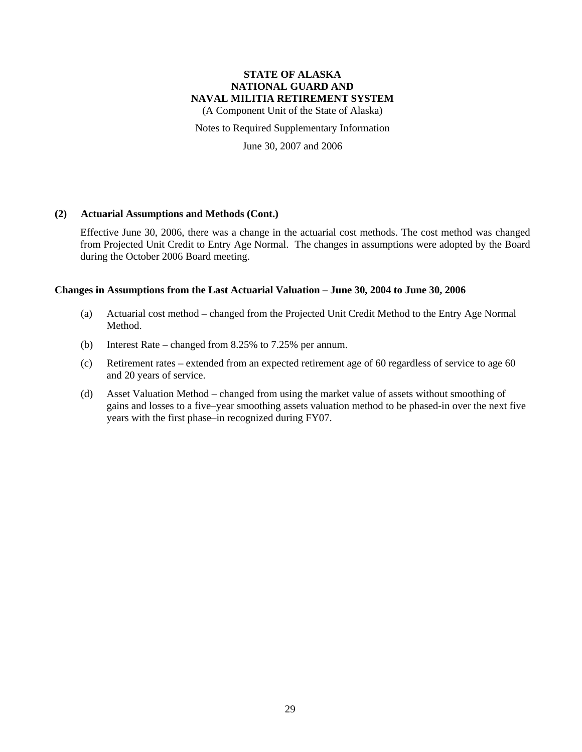**STATE OF ALASKA**
**NATIONAL GUARD AND**
**NAVAL MILITIA RETIREMENT SYSTEM**
(A Component Unit of the State of Alaska)

Notes to Required Supplementary Information

June 30, 2007 and 2006

**(2) Actuarial Assumptions and Methods (Cont.)**

Effective June 30, 2006, there was a change in the actuarial cost methods. The cost method was changed from Projected Unit Credit to Entry Age Normal. The changes in assumptions were adopted by the Board during the October 2006 Board meeting.

**Changes in Assumptions from the Last Actuarial Valuation – June 30, 2004 to June 30, 2006**

(a) Actuarial cost method – changed from the Projected Unit Credit Method to the Entry Age Normal Method.

(b) Interest Rate – changed from 8.25% to 7.25% per annum.

(c) Retirement rates – extended from an expected retirement age of 60 regardless of service to age 60 and 20 years of service.

(d) Asset Valuation Method – changed from using the market value of assets without smoothing of gains and losses to a five–year smoothing assets valuation method to be phased-in over the next five years with the first phase–in recognized during FY07.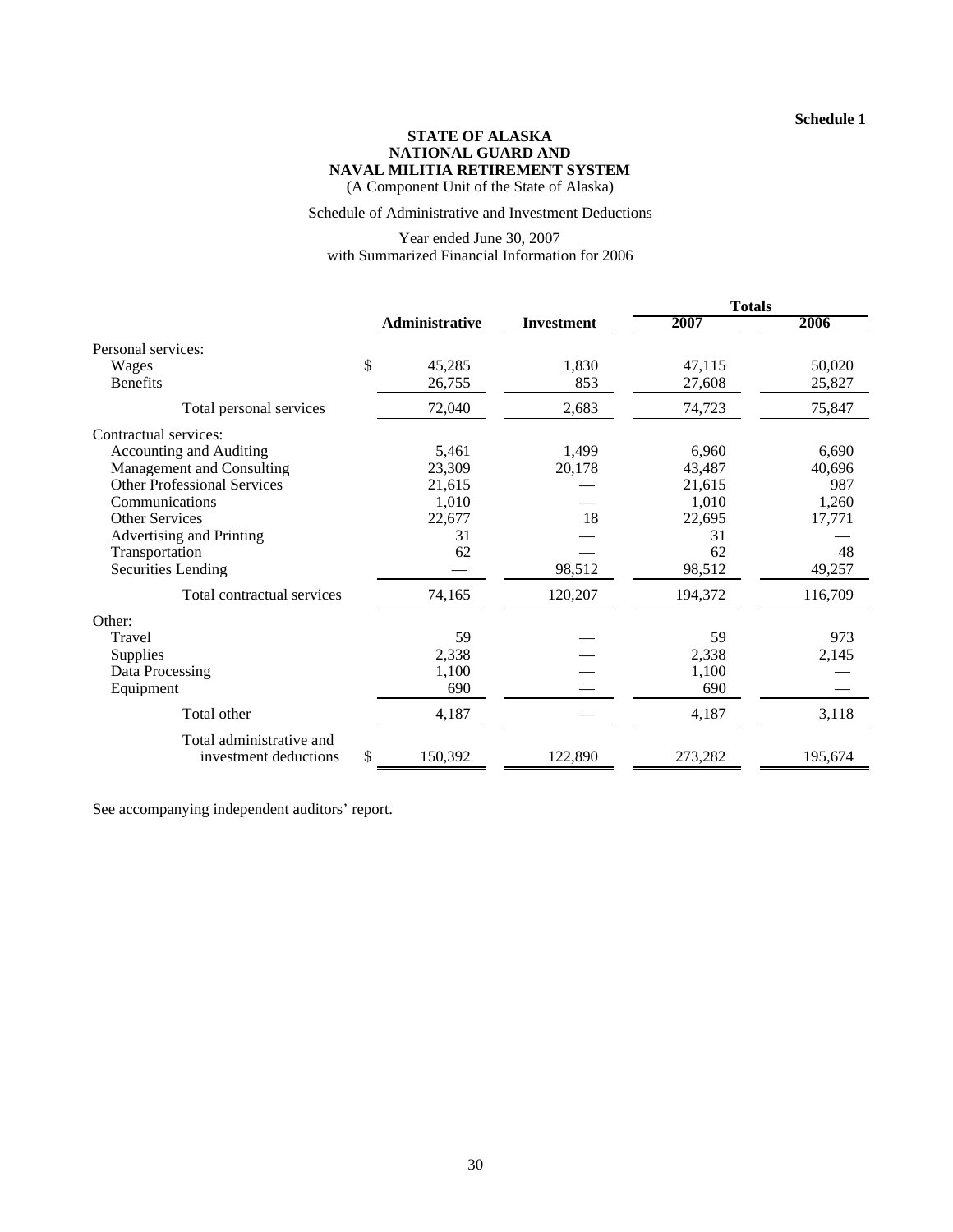**Schedule 1**

# STATE OF ALASKA
# NATIONAL GUARD AND
# NAVAL MILITIA RETIREMENT SYSTEM

(A Component Unit of the State of Alaska)

Schedule of Administrative and Investment Deductions

Year ended June 30, 2007
with Summarized Financial Information for 2006

| | Administrative | Investment | Totals 2007 | Totals 2006 |
|---|---|---|---|---|
| Personal services: | | | | |
| Wages | $ 45,285 | 1,830 | 47,115 | 50,020 |
| Benefits | 26,755 | 853 | 27,608 | 25,827 |
| Total personal services | 72,040 | 2,683 | 74,723 | 75,847 |
| Contractual services: | | | | |
| Accounting and Auditing | 5,461 | 1,499 | 6,960 | 6,690 |
| Management and Consulting | 23,309 | 20,178 | 43,487 | 40,696 |
| Other Professional Services | 21,615 | — | 21,615 | 987 |
| Communications | 1,010 | — | 1,010 | 1,260 |
| Other Services | 22,677 | 18 | 22,695 | 17,771 |
| Advertising and Printing | 31 | — | 31 | — |
| Transportation | 62 | — | 62 | 48 |
| Securities Lending | — | 98,512 | 98,512 | 49,257 |
| Total contractual services | 74,165 | 120,207 | 194,372 | 116,709 |
| Other: | | | | |
| Travel | 59 | — | 59 | 973 |
| Supplies | 2,338 | — | 2,338 | 2,145 |
| Data Processing | 1,100 | — | 1,100 | — |
| Equipment | 690 | — | 690 | — |
| Total other | 4,187 | — | 4,187 | 3,118 |
| Total administrative and investment deductions | $ 150,392 | 122,890 | 273,282 | 195,674 |

See accompanying independent auditors' report.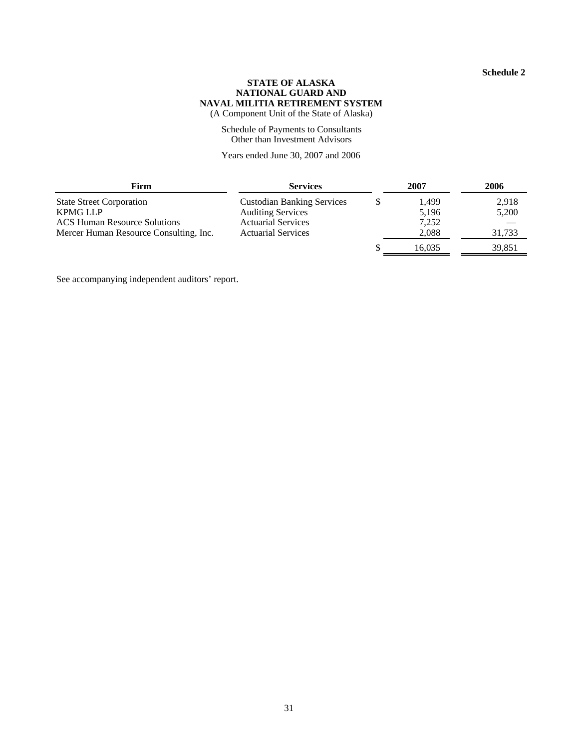**Schedule 2**

**STATE OF ALASKA**
**NATIONAL GUARD AND**
**NAVAL MILITIA RETIREMENT SYSTEM**
(A Component Unit of the State of Alaska)

Schedule of Payments to Consultants
Other than Investment Advisors

Years ended June 30, 2007 and 2006

| Firm | Services | 2007 | 2006 |
|---|---|---|---|
| State Street Corporation | Custodian Banking Services | $ 1,499 | 2,918 |
| KPMG LLP | Auditing Services | 5,196 | 5,200 |
| ACS Human Resource Solutions | Actuarial Services | 7,252 | — |
| Mercer Human Resource Consulting, Inc. | Actuarial Services | 2,088 | 31,733 |
| | | $ 16,035 | 39,851 |

See accompanying independent auditors' report.